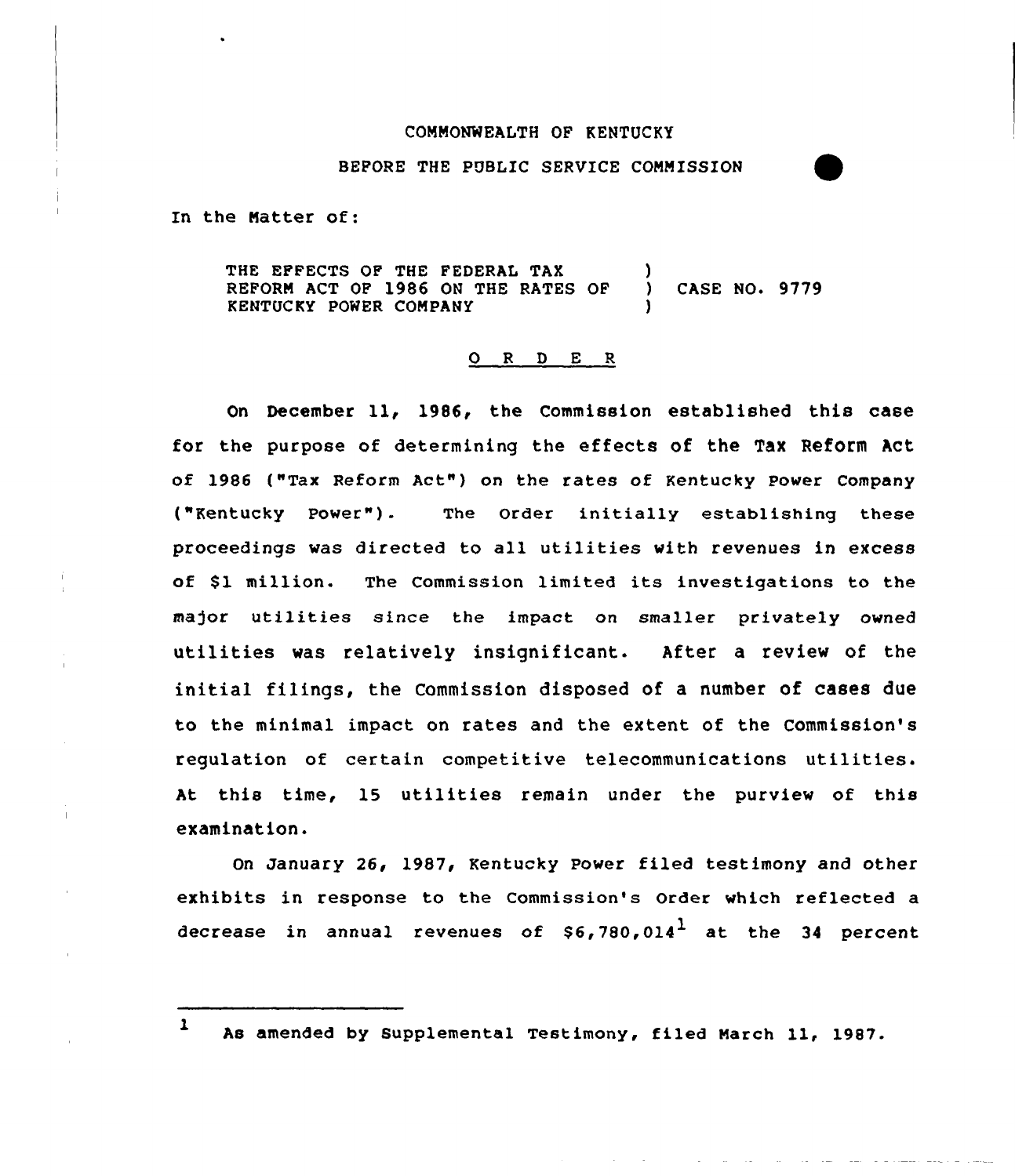COMMONWEALTH OF KENTUCKY

BEFORE THE PUBLIC SERVICE COMMISSION

In the Matter of:

THE EFFECTS OF THE FEDERAL TAX REFORM ACT OF 1986 ON THE RATES OF KENTUCKY POWER COMPANY ) CASE NO. 9779

## O R D E R

On December 11, 1986, the Commission established this case for the purpose of determining the effects of the Tax Reform Act of 1986 ("Tax Reform Act") on the rates of Kentucky Power Company ("Kentucky Power"). The Order initially establishing these proceedings was directed to all utilities with revenues in excess of $1 million. The Commission limited its investigations to the major utilities since the impact on smaller privately owned utilities was relatively insignificant. After a review of the initial filings, the Commission disposed of a number of cases due to the minimal impact on rates and the extent of the Commission's regulation of certain competitive telecommunications utilities. At this time, 15 utilities remain under the purview of this examination.

On January 26, 1987, Kentucky Power filed testimony and other exhibits in response to the Commission's Order which reflected a decrease in annual revenues of $6,780,014[1] at the 34 percent

---

[1] As amended by Supplemental Testimony, filed March 11, 1987.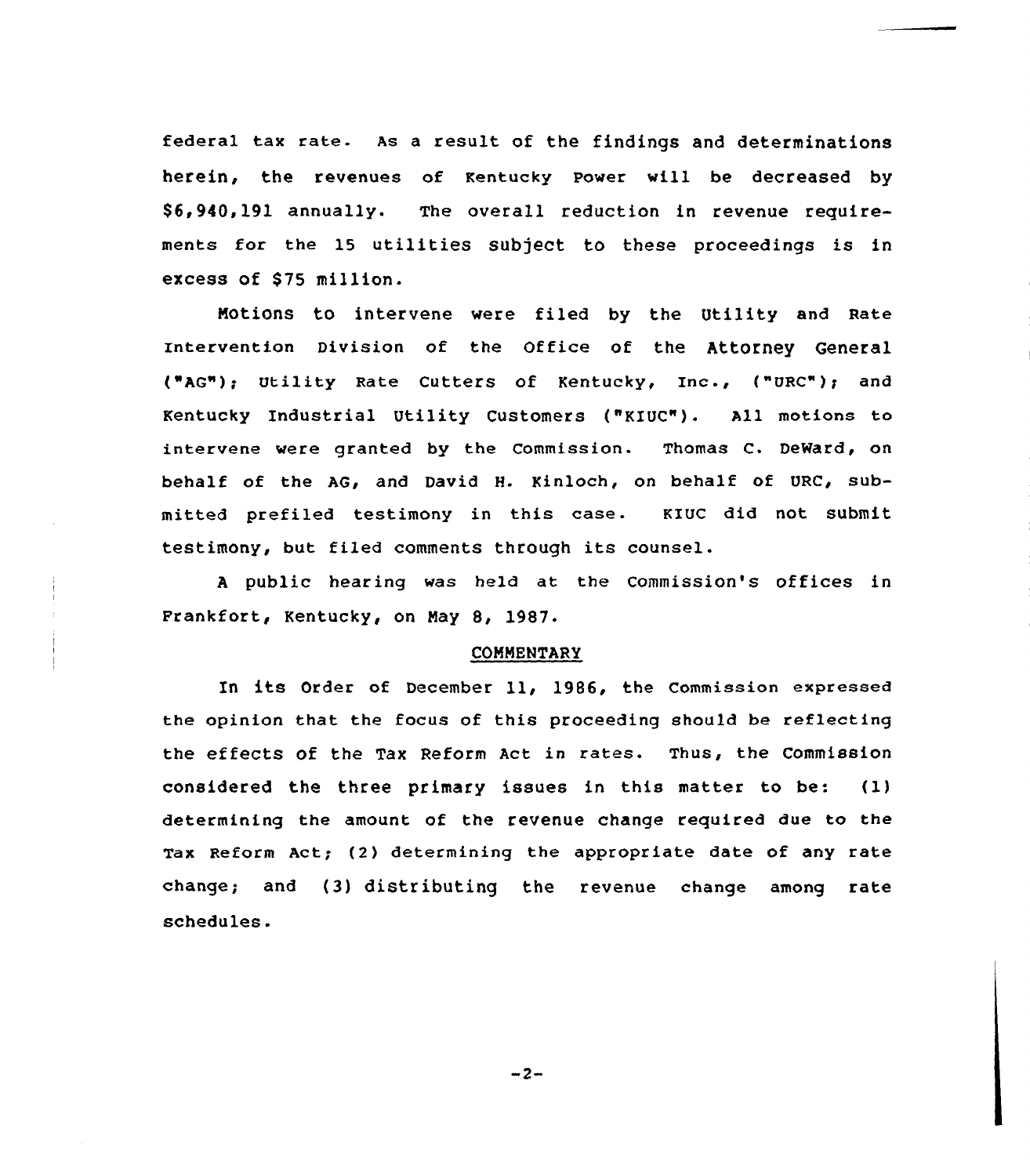federal tax rate. As a result of the findings and determinations herein, the revenues of Kentucky Power will be decreased by $6,940,191 annually. The overall reduction in revenue requirements for the 15 utilities subject to these proceedings is in excess of $75 million.

Motions to intervene were filed by the Utility and Rate Intervention Division of the Office of the Attorney General ("AG"); Utility Rate Cutters of Kentucky, Inc., ("URC"); and Kentucky Industrial Utility Customers ("KIUC"). All motions to intervene were granted by the Commission. Thomas C. DeWard, on behalf of the AG, and David H. Kinloch, on behalf of URC, submitted prefiled testimony in this case. KIUC did not submit testimony, but filed comments through its counsel.

A public hearing was held at the Commission's offices in Frankfort, Kentucky, on May 8, 1987.

## COMMENTARY

In its Order of December 11, 1986, the Commission expressed the opinion that the focus of this proceeding should be reflecting the effects of the Tax Reform Act in rates. Thus, the Commission considered the three primary issues in this matter to be: (1) determining the amount of the revenue change required due to the Tax Reform Act; (2) determining the appropriate date of any rate change; and (3) distributing the revenue change among rate schedules.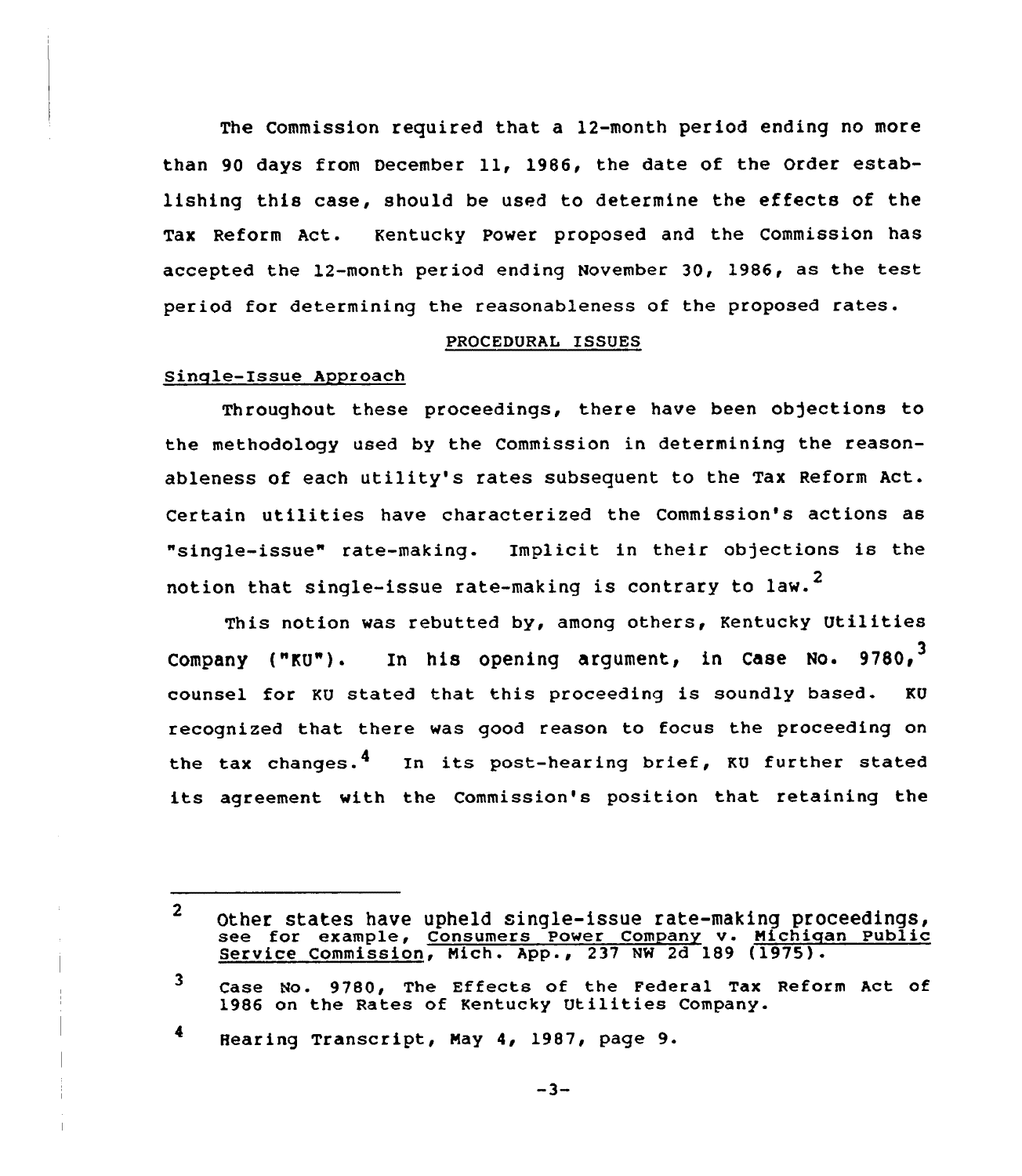The Commission required that a 12-month period ending no more than 90 days from December 11, 1986, the date of the Order establishing this case, should be used to determine the effects of the Tax Reform Act. Kentucky Power proposed and the Commission has accepted the 12-month period ending November 30, 1986, as the test period for determining the reasonableness of the proposed rates.

## PROCEDURAL ISSUES

### Single-Issue Approach

Throughout these proceedings, there have been objections to the methodology used by the Commission in determining the reasonableness of each utility's rates subsequent to the Tax Reform Act. Certain utilities have characterized the Commission's actions as "single-issue" rate-making. Implicit in their objections is the notion that single-issue rate-making is contrary to law.[2]

This notion was rebutted by, among others, Kentucky Utilities Company ("KU"). In his opening argument, in Case No. 9780,[3] counsel for KU stated that this proceeding is soundly based. KU recognized that there was good reason to focus the proceeding on the tax changes.[4] In its post-hearing brief, KU further stated its agreement with the Commission's position that retaining the

---

[2] Other states have upheld single-issue rate-making proceedings, see for example, Consumers Power Company v. Michigan Public Service Commission, Mich. App., 237 NW 2d 189 (1975).

[3] Case No. 9780, The Effects of the Federal Tax Reform Act of 1986 on the Rates of Kentucky Utilities Company.

[4] Hearing Transcript, May 4, 1987, page 9.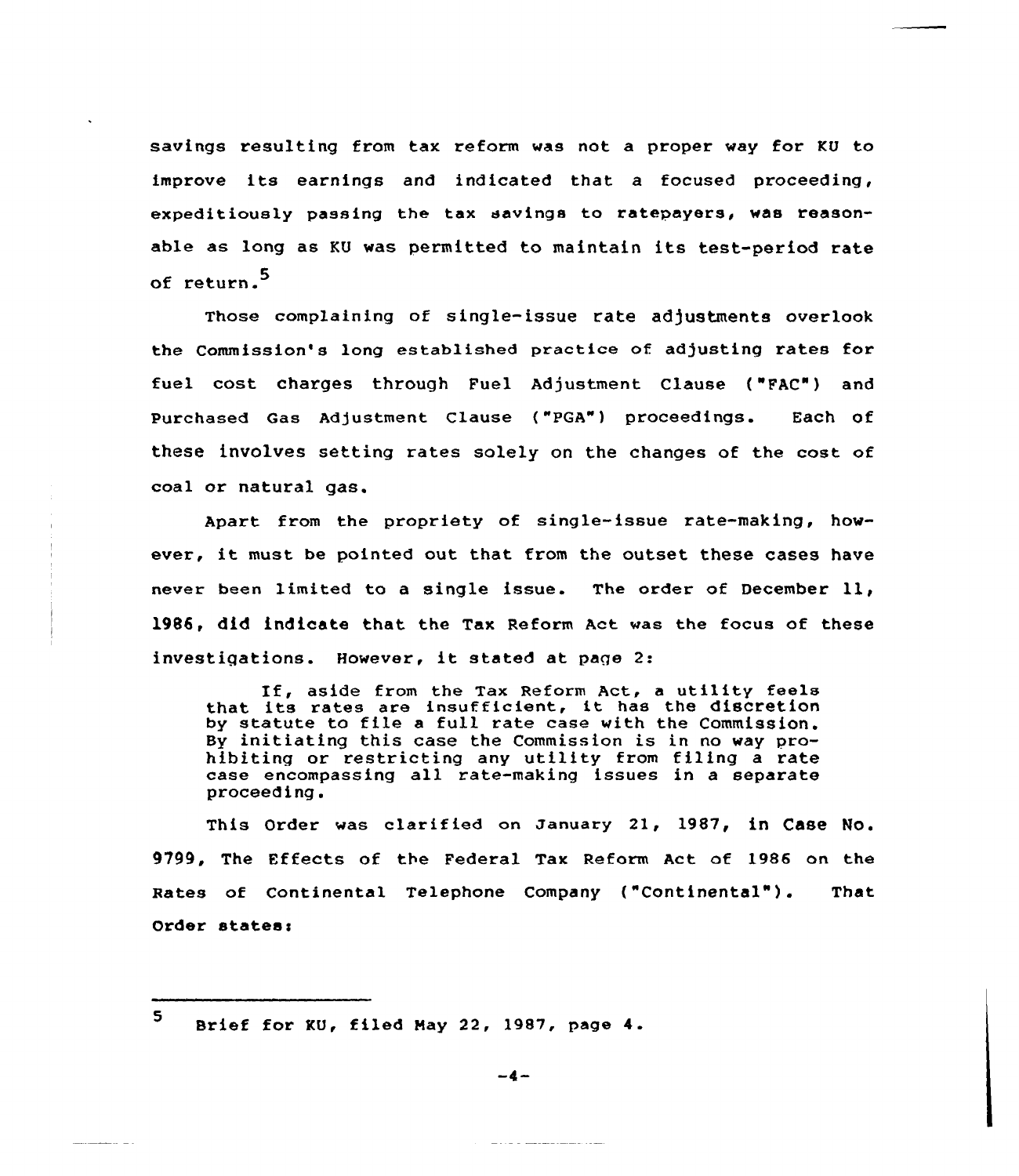savings resulting from tax reform was not a proper way for KU to improve its earnings and indicated that a focused proceeding, expeditiously passing the tax savings to ratepayers, was reasonable as long as KU was permitted to maintain its test-period rate of return.[5]

Those complaining of single-issue rate adjustments overlook the Commission's long established practice of adjusting rates for fuel cost charges through Fuel Adjustment Clause ("FAC") and Purchased Gas Adjustment Clause ("PGA") proceedings. Each of these involves setting rates solely on the changes of the cost of coal or natural gas.

Apart from the propriety of single-issue rate-making, however, it must be pointed out that from the outset these cases have never been limited to a single issue. The order of December 11, 1986, did indicate that the Tax Reform Act was the focus of these investigations. However, it stated at page 2:

> If, aside from the Tax Reform Act, a utility feels that its rates are insufficient, it has the discretion by statute to file a full rate case with the Commission. By initiating this case the Commission is in no way prohibiting or restricting any utility from filing a rate case encompassing all rate-making issues in a separate proceeding.

This Order was clarified on January 21, 1987, in Case No. 9799, The Effects of the Federal Tax Reform Act of 1986 on the Rates of Continental Telephone Company ("Continental"). That Order states:

---

[5] Brief for KU, filed May 22, 1987, page 4.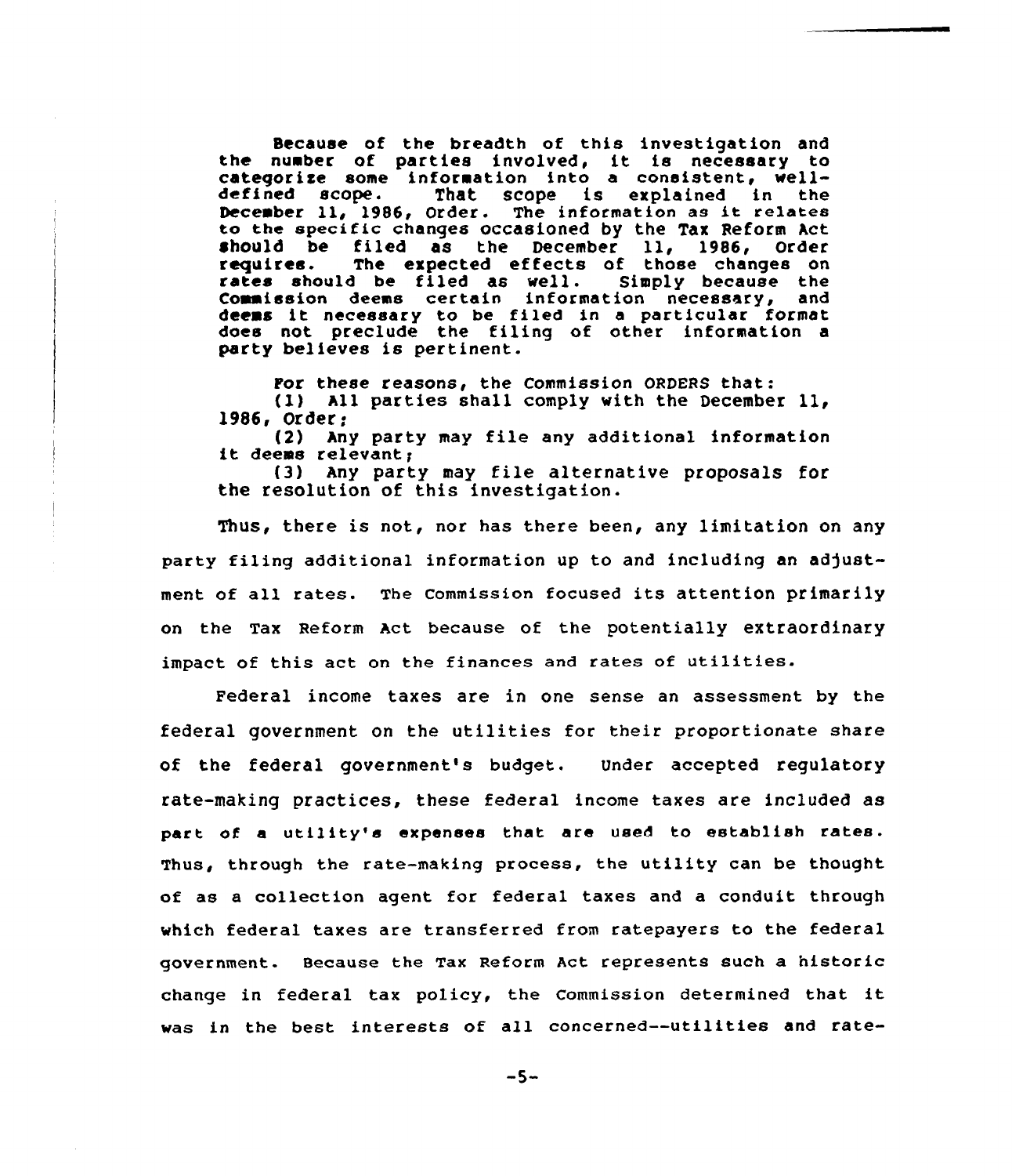> Because of the breadth of this investigation and the number of parties involved, it is necessary to categorize some information into a consistent, well-defined scope. That scope is explained in the December 11, 1986, Order. The information as it relates to the specific changes occasioned by the Tax Reform Act should be filed as the December 11, 1986, Order requires. The expected effects of those changes on rates should be filed as well. Simply because the Commission deems certain information necessary, and deems it necessary to be filed in a particular format does not preclude the filing of other information a party believes is pertinent.
>
> For these reasons, the Commission ORDERS that:
>
> (1) All parties shall comply with the December 11, 1986, Order;
>
> (2) Any party may file any additional information it deems relevant;
>
> (3) Any party may file alternative proposals for the resolution of this investigation.

Thus, there is not, nor has there been, any limitation on any party filing additional information up to and including an adjustment of all rates. The Commission focused its attention primarily on the Tax Reform Act because of the potentially extraordinary impact of this act on the finances and rates of utilities.

Federal income taxes are in one sense an assessment by the federal government on the utilities for their proportionate share of the federal government's budget. Under accepted regulatory rate-making practices, these federal income taxes are included as part of a utility's expenses that are used to establish rates. Thus, through the rate-making process, the utility can be thought of as a collection agent for federal taxes and a conduit through which federal taxes are transferred from ratepayers to the federal government. Because the Tax Reform Act represents such a historic change in federal tax policy, the Commission determined that it was in the best interests of all concerned--utilities and rate-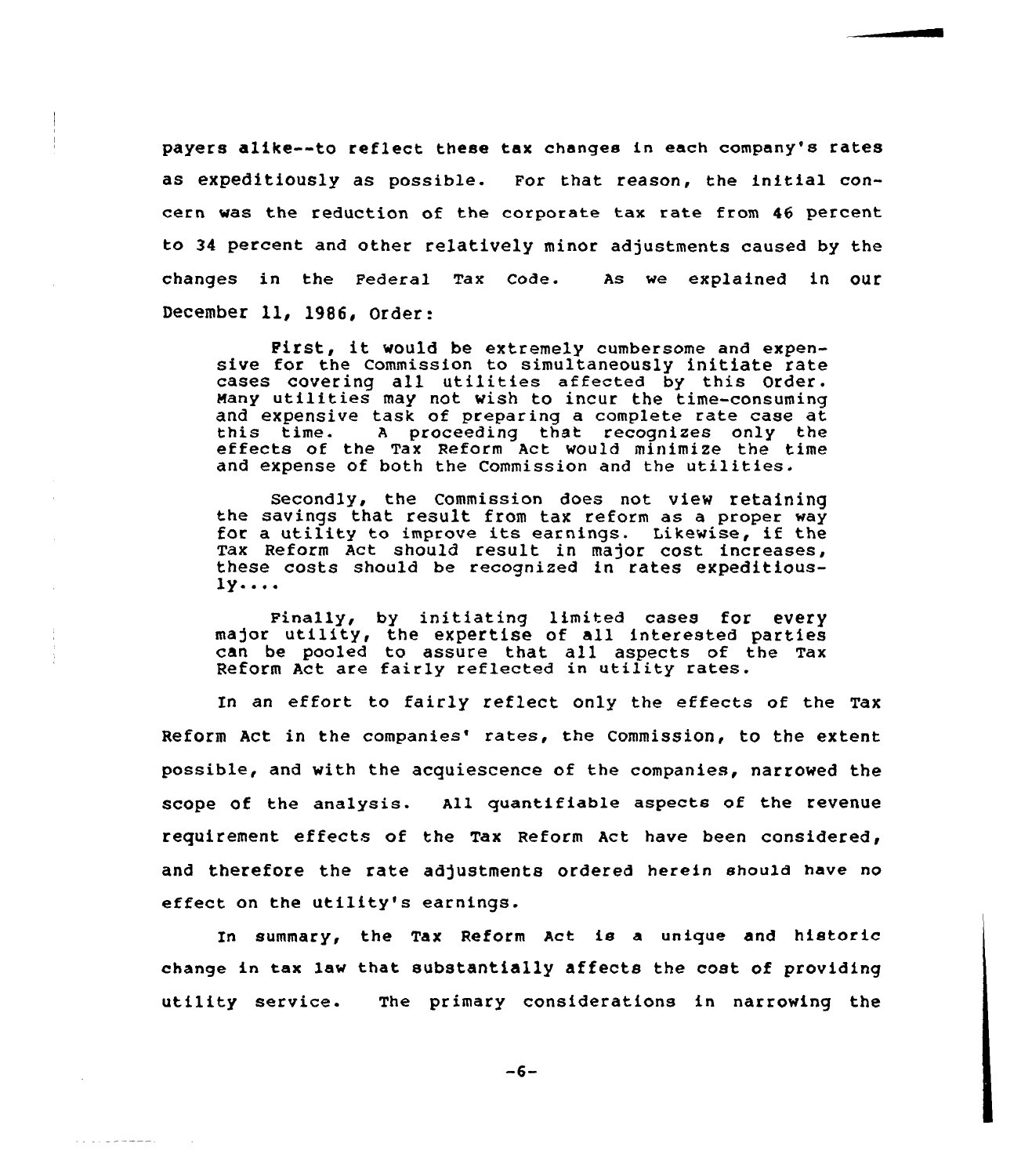payers alike--to reflect these tax changes in each company's rates as expeditiously as possible. For that reason, the initial concern was the reduction of the corporate tax rate from 46 percent to 34 percent and other relatively minor adjustments caused by the changes in the Federal Tax Code. As we explained in our December 11, 1986, Order:

> First, it would be extremely cumbersome and expensive for the Commission to simultaneously initiate rate cases covering all utilities affected by this Order. Many utilities may not wish to incur the time-consuming and expensive task of preparing a complete rate case at this time. A proceeding that recognizes only the effects of the Tax Reform Act would minimize the time and expense of both the Commission and the utilities.
>
> Secondly, the Commission does not view retaining the savings that result from tax reform as a proper way for a utility to improve its earnings. Likewise, if the Tax Reform Act should result in major cost increases, these costs should be recognized in rates expeditiously....
>
> Finally, by initiating limited cases for every major utility, the expertise of all interested parties can be pooled to assure that all aspects of the Tax Reform Act are fairly reflected in utility rates.

In an effort to fairly reflect only the effects of the Tax Reform Act in the companies' rates, the Commission, to the extent possible, and with the acquiescence of the companies, narrowed the scope of the analysis. All quantifiable aspects of the revenue requirement effects of the Tax Reform Act have been considered, and therefore the rate adjustments ordered herein should have no effect on the utility's earnings.

In summary, the Tax Reform Act is a unique and historic change in tax law that substantially affects the cost of providing utility service. The primary considerations in narrowing the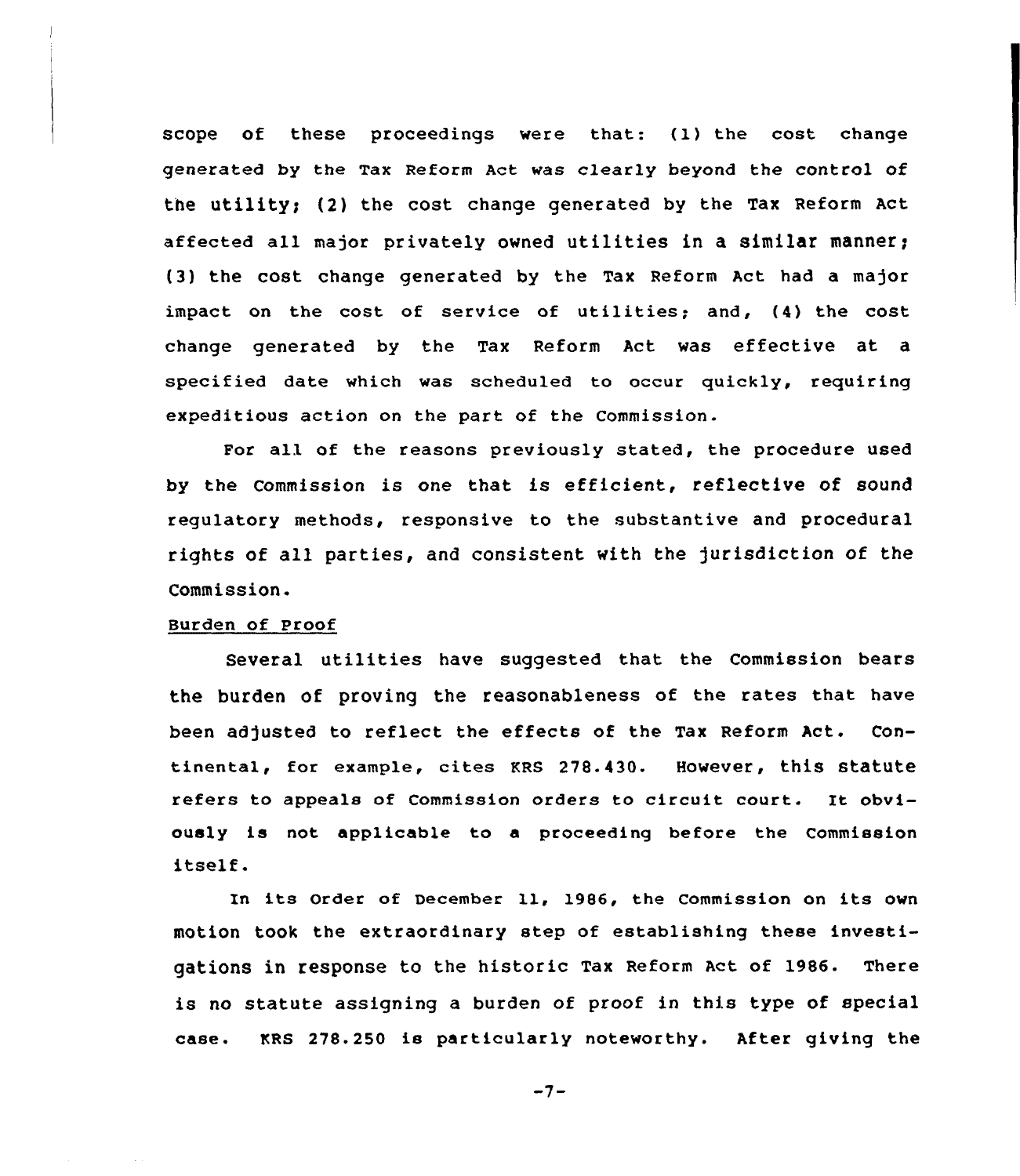scope of these proceedings were that: (1) the cost change generated by the Tax Reform Act was clearly beyond the control of the utility; (2) the cost change generated by the Tax Reform Act affected all major privately owned utilities in a similar manner; (3) the cost change generated by the Tax Reform Act had a major impact on the cost of service of utilities; and, (4) the cost change generated by the Tax Reform Act was effective at a specified date which was scheduled to occur quickly, requiring expeditious action on the part of the Commission.

For all of the reasons previously stated, the procedure used by the Commission is one that is efficient, reflective of sound regulatory methods, responsive to the substantive and procedural rights of all parties, and consistent with the jurisdiction of the Commission.

Burden of Proof

Several utilities have suggested that the Commission bears the burden of proving the reasonableness of the rates that have been adjusted to reflect the effects of the Tax Reform Act. Continental, for example, cites KRS 278.430. However, this statute refers to appeals of Commission orders to circuit court. It obviously is not applicable to a proceeding before the Commission itself.

In its Order of December 11, 1986, the Commission on its own motion took the extraordinary step of establishing these investigations in response to the historic Tax Reform Act of 1986. There is no statute assigning a burden of proof in this type of special case. KRS 278.250 is particularly noteworthy. After giving the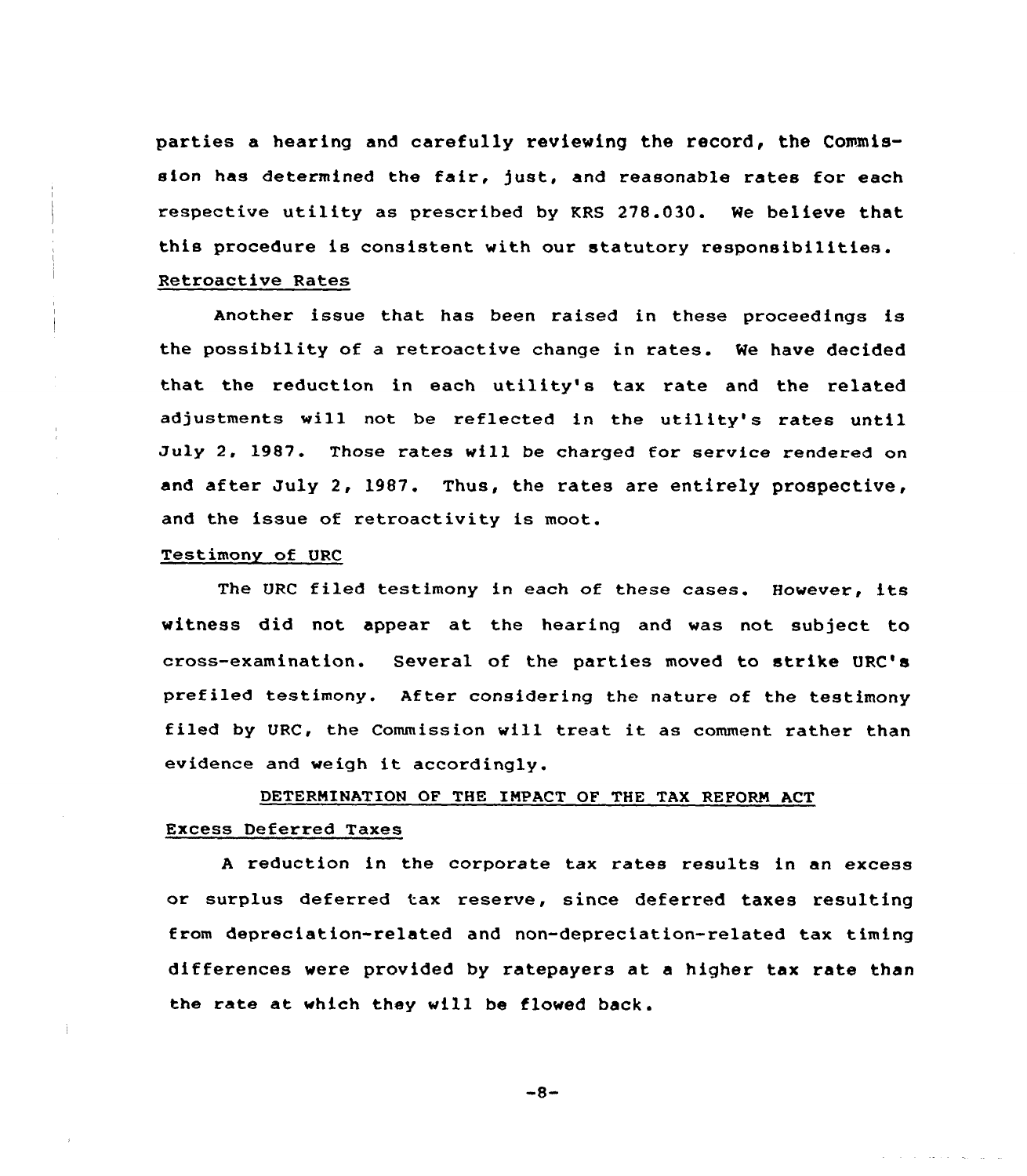parties a hearing and carefully reviewing the record, the Commission has determined the fair, just, and reasonable rates for each respective utility as prescribed by KRS 278.030. We believe that this procedure is consistent with our statutory responsibilities.

### Retroactive Rates

Another issue that has been raised in these proceedings is the possibility of a retroactive change in rates. We have decided that the reduction in each utility's tax rate and the related adjustments will not be reflected in the utility's rates until July 2, 1987. Those rates will be charged for service rendered on and after July 2, 1987. Thus, the rates are entirely prospective, and the issue of retroactivity is moot.

### Testimony of URC

The URC filed testimony in each of these cases. However, its witness did not appear at the hearing and was not subject to cross-examination. Several of the parties moved to strike URC's prefiled testimony. After considering the nature of the testimony filed by URC, the Commission will treat it as comment rather than evidence and weigh it accordingly.

## DETERMINATION OF THE IMPACT OF THE TAX REFORM ACT

### Excess Deferred Taxes

A reduction in the corporate tax rates results in an excess or surplus deferred tax reserve, since deferred taxes resulting from depreciation-related and non-depreciation-related tax timing differences were provided by ratepayers at a higher tax rate than the rate at which they will be flowed back.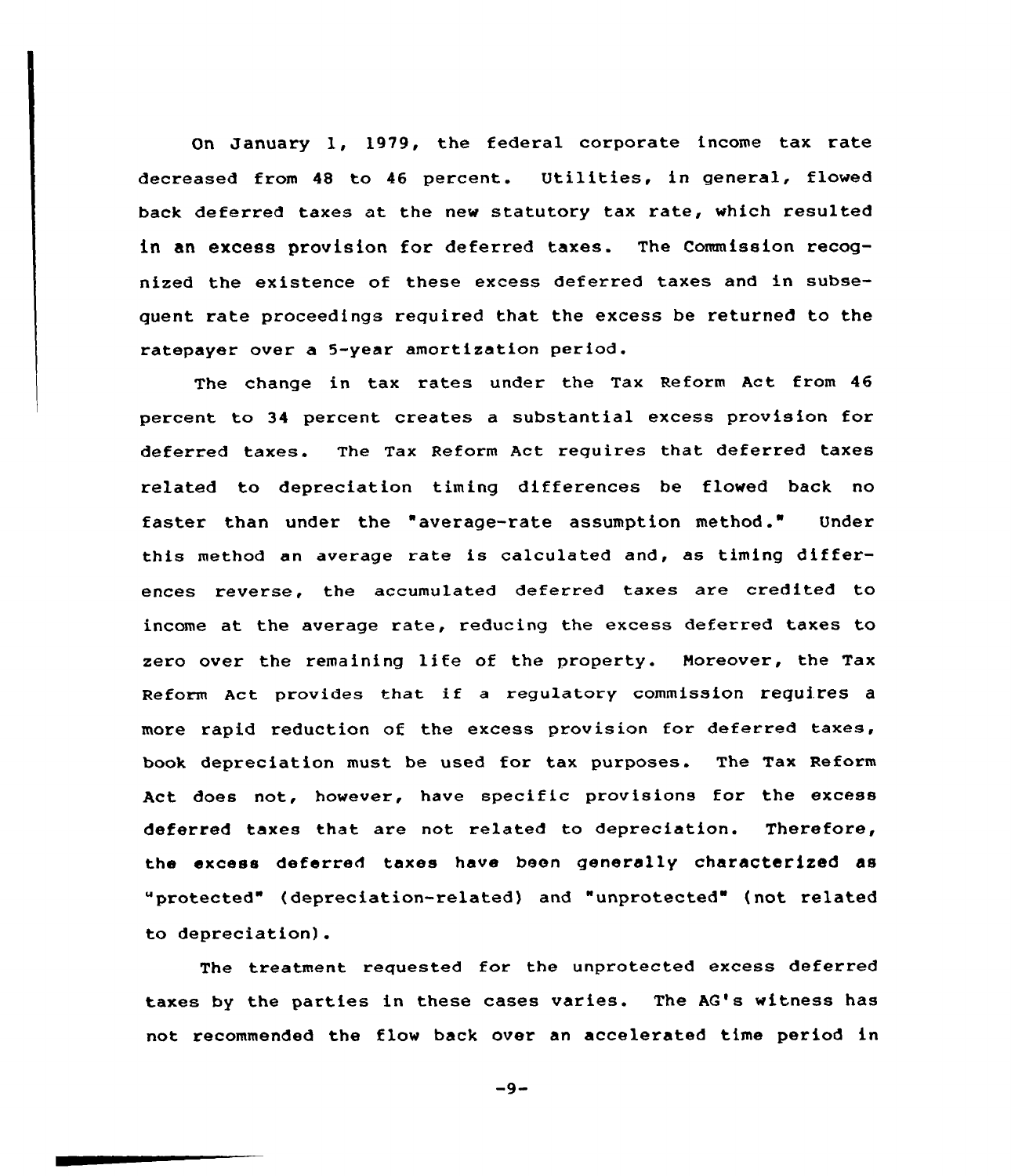On January 1, 1979, the federal corporate income tax rate decreased from 48 to 46 percent. Utilities, in general, flowed back deferred taxes at the new statutory tax rate, which resulted in an excess provision for deferred taxes. The Commission recognized the existence of these excess deferred taxes and in subsequent rate proceedings required that the excess be returned to the ratepayer over a 5-year amortization period.

The change in tax rates under the Tax Reform Act from 46 percent to 34 percent creates a substantial excess provision for deferred taxes. The Tax Reform Act requires that deferred taxes related to depreciation timing differences be flowed back no faster than under the "average-rate assumption method." Under this method an average rate is calculated and, as timing differences reverse, the accumulated deferred taxes are credited to income at the average rate, reducing the excess deferred taxes to zero over the remaining life of the property. Moreover, the Tax Reform Act provides that if a regulatory commission requires a more rapid reduction of the excess provision for deferred taxes, book depreciation must be used for tax purposes. The Tax Reform Act does not, however, have specific provisions for the excess deferred taxes that are not related to depreciation. Therefore, the excess deferred taxes have been generally characterized as "protected" (depreciation-related) and "unprotected" (not related to depreciation).

The treatment requested for the unprotected excess deferred taxes by the parties in these cases varies. The AG's witness has not recommended the flow back over an accelerated time period in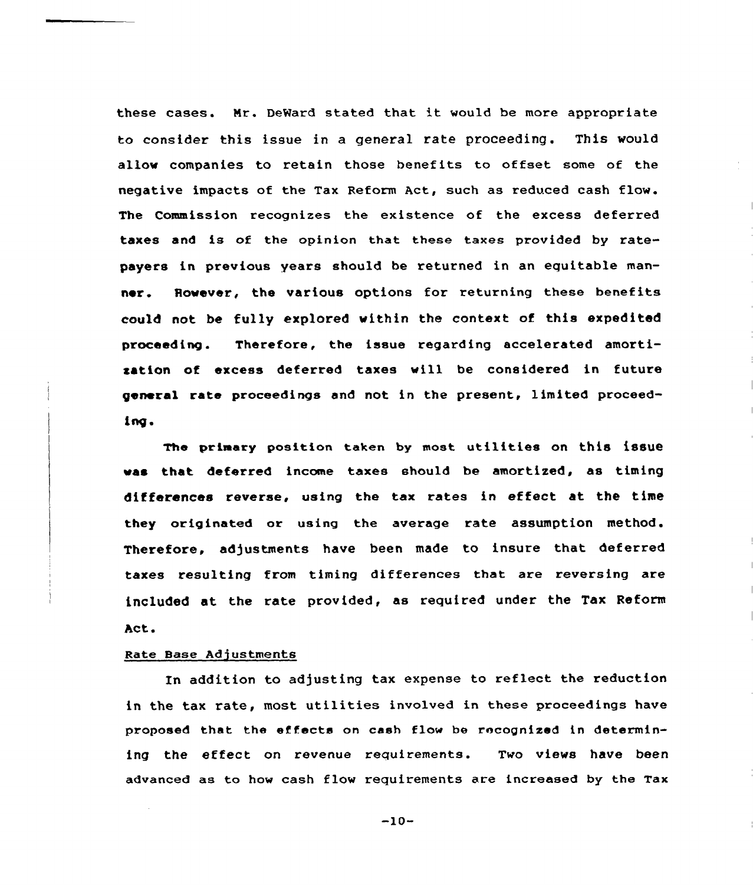these cases. Mr. DeWard stated that it would be more appropriate to consider this issue in a general rate proceeding. This would allow companies to retain those benefits to offset some of the negative impacts of the Tax Reform Act, such as reduced cash flow. The Commission recognizes the existence of the excess deferred taxes and is of the opinion that these taxes provided by ratepayers in previous years should be returned in an equitable manner. However, the various options for returning these benefits could not be fully explored within the context of this expedited proceeding. Therefore, the issue regarding accelerated amortization of excess deferred taxes will be considered in future general rate proceedings and not in the present, limited proceeding.

The primary position taken by most utilities on this issue was that deferred income taxes should be amortized, as timing differences reverse, using the tax rates in effect at the time they originated or using the average rate assumption method. Therefore, adjustments have been made to insure that deferred taxes resulting from timing differences that are reversing are included at the rate provided, as required under the Tax Reform Act.

Rate Base Adjustments

In addition to adjusting tax expense to reflect the reduction in the tax rate, most utilities involved in these proceedings have proposed that the effects on cash flow be recognized in determining the effect on revenue requirements. Two views have been advanced as to how cash flow requirements are increased by the Tax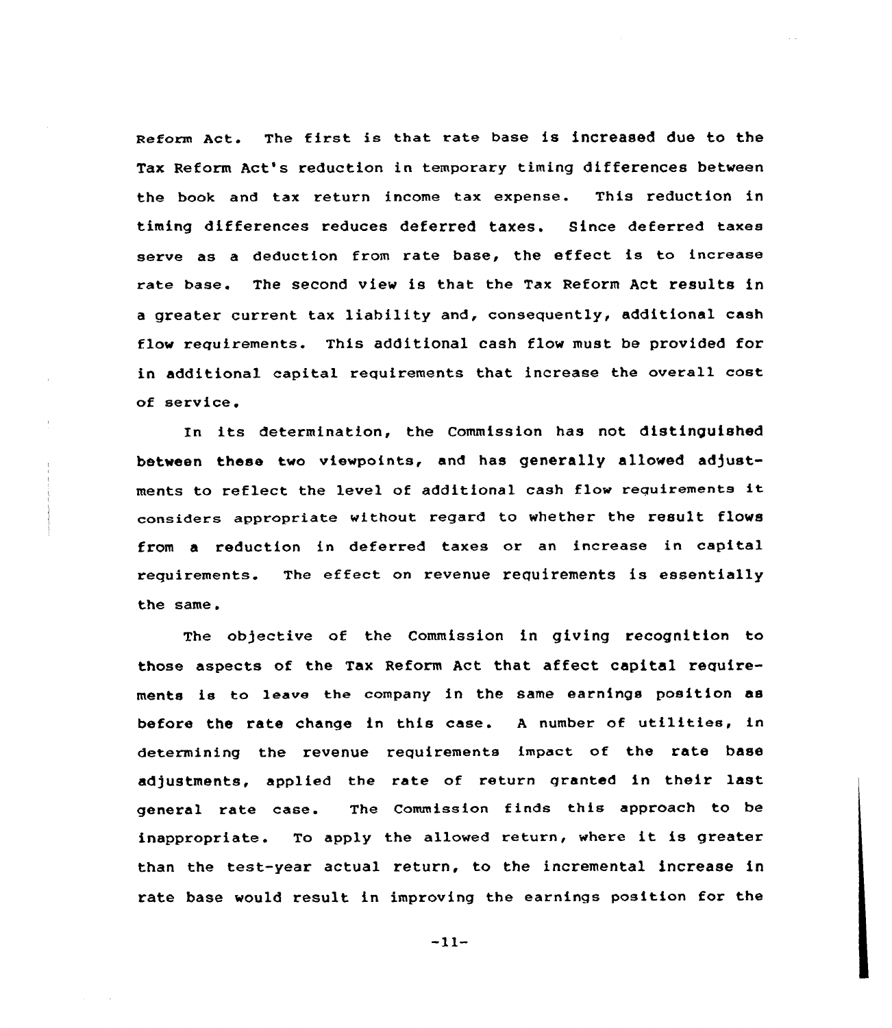Reform Act. The first is that rate base is increased due to the Tax Reform Act's reduction in temporary timing differences between the book and tax return income tax expense. This reduction in timing differences reduces deferred taxes. Since deferred taxes serve as a deduction from rate base, the effect is to increase rate base. The second view is that the Tax Reform Act results in a greater current tax liability and, consequently, additional cash flow requirements. This additional cash flow must be provided for in additional capital requirements that increase the overall cost of service.

In its determination, the Commission has not distinguished between these two viewpoints, and has generally allowed adjustments to reflect the level of additional cash flow requirements it considers appropriate without regard to whether the result flows from a reduction in deferred taxes or an increase in capital requirements. The effect on revenue requirements is essentially the same.

The objective of the Commission in giving recognition to those aspects of the Tax Reform Act that affect capital requirements is to leave the company in the same earnings position as before the rate change in this case. A number of utilities, in determining the revenue requirements impact of the rate base adjustments, applied the rate of return granted in their last general rate case. The Commission finds this approach to be inappropriate. To apply the allowed return, where it is greater than the test-year actual return, to the incremental increase in rate base would result in improving the earnings position for the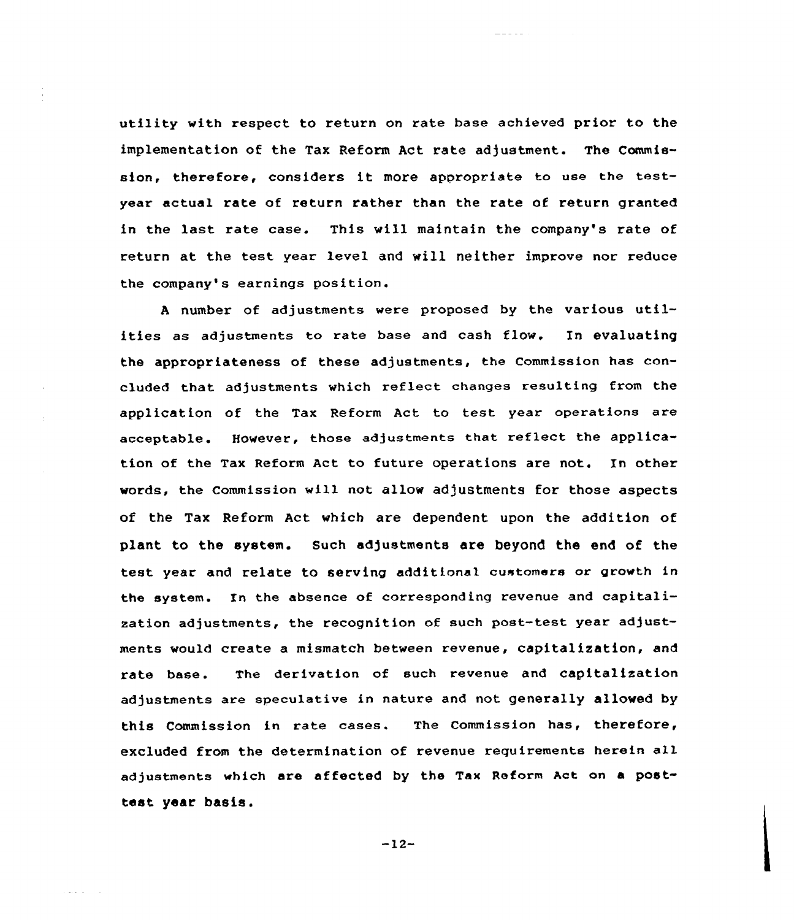utility with respect to return on rate base achieved prior to the implementation of the Tax Reform Act rate adjustment. The Commission, therefore, considers it more appropriate to use the test-year actual rate of return rather than the rate of return granted in the last rate case. This will maintain the company's rate of return at the test year level and will neither improve nor reduce the company's earnings position.

A number of adjustments were proposed by the various utilities as adjustments to rate base and cash flow. In evaluating the appropriateness of these adjustments, the Commission has concluded that adjustments which reflect changes resulting from the application of the Tax Reform Act to test year operations are acceptable. However, those adjustments that reflect the application of the Tax Reform Act to future operations are not. In other words, the Commission will not allow adjustments for those aspects of the Tax Reform Act which are dependent upon the addition of plant to the system. Such adjustments are beyond the end of the test year and relate to serving additional customers or growth in the system. In the absence of corresponding revenue and capitalization adjustments, the recognition of such post-test year adjustments would create a mismatch between revenue, capitalization, and rate base. The derivation of such revenue and capitalization adjustments are speculative in nature and not generally allowed by this Commission in rate cases. The Commission has, therefore, excluded from the determination of revenue requirements herein all adjustments which are affected by the Tax Reform Act on a post-test year basis.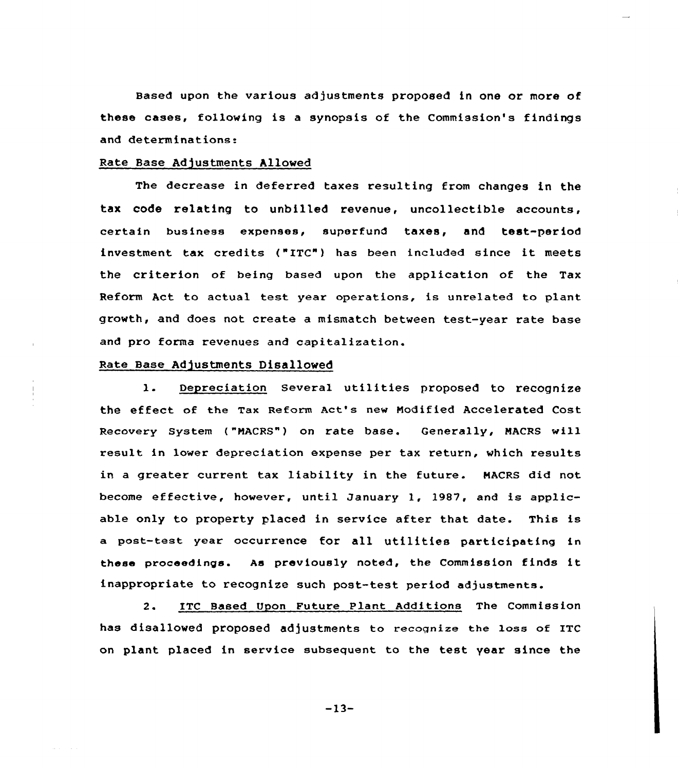Based upon the various adjustments proposed in one or more of these cases, following is a synopsis of the Commission's findings and determinations:

Rate Base Adjustments Allowed

The decrease in deferred taxes resulting from changes in the tax code relating to unbilled revenue, uncollectible accounts, certain business expenses, superfund taxes, and test-period investment tax credits ("ITC") has been included since it meets the criterion of being based upon the application of the Tax Reform Act to actual test year operations, is unrelated to plant growth, and does not create a mismatch between test-year rate base and pro forma revenues and capitalization.

Rate Base Adjustments Disallowed

1. Depreciation Several utilities proposed to recognize the effect of the Tax Reform Act's new Modified Accelerated Cost Recovery System ("MACRS") on rate base. Generally, MACRS will result in lower depreciation expense per tax return, which results in a greater current tax liability in the future. MACRS did not become effective, however, until January 1, 1987, and is applicable only to property placed in service after that date. This is a post-test year occurrence for all utilities participating in these proceedings. As previously noted, the Commission finds it inappropriate to recognize such post-test period adjustments.

2. ITC Based Upon Future Plant Additions The Commission has disallowed proposed adjustments to recognize the loss of ITC on plant placed in service subsequent to the test year since the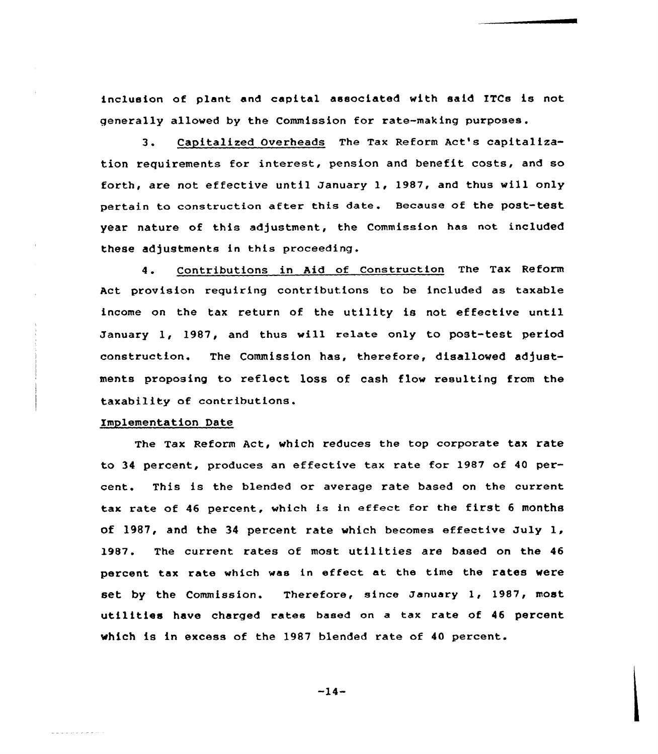inclusion of plant and capital associated with said ITCs is not generally allowed by the Commission for rate-making purposes.

3. Capitalized Overheads The Tax Reform Act's capitalization requirements for interest, pension and benefit costs, and so forth, are not effective until January 1, 1987, and thus will only pertain to construction after this date. Because of the post-test year nature of this adjustment, the Commission has not included these adjustments in this proceeding.

4. Contributions in Aid of Construction The Tax Reform Act provision requiring contributions to be included as taxable income on the tax return of the utility is not effective until January 1, 1987, and thus will relate only to post-test period construction. The Commission has, therefore, disallowed adjustments proposing to reflect loss of cash flow resulting from the taxability of contributions.

Implementation Date

The Tax Reform Act, which reduces the top corporate tax rate to 34 percent, produces an effective tax rate for 1987 of 40 percent. This is the blended or average rate based on the current tax rate of 46 percent, which is in effect for the first 6 months of 1987, and the 34 percent rate which becomes effective July 1, 1987. The current rates of most utilities are based on the 46 percent tax rate which was in effect at the time the rates were set by the Commission. Therefore, since January 1, 1987, most utilities have charged rates based on a tax rate of 46 percent which is in excess of the 1987 blended rate of 40 percent.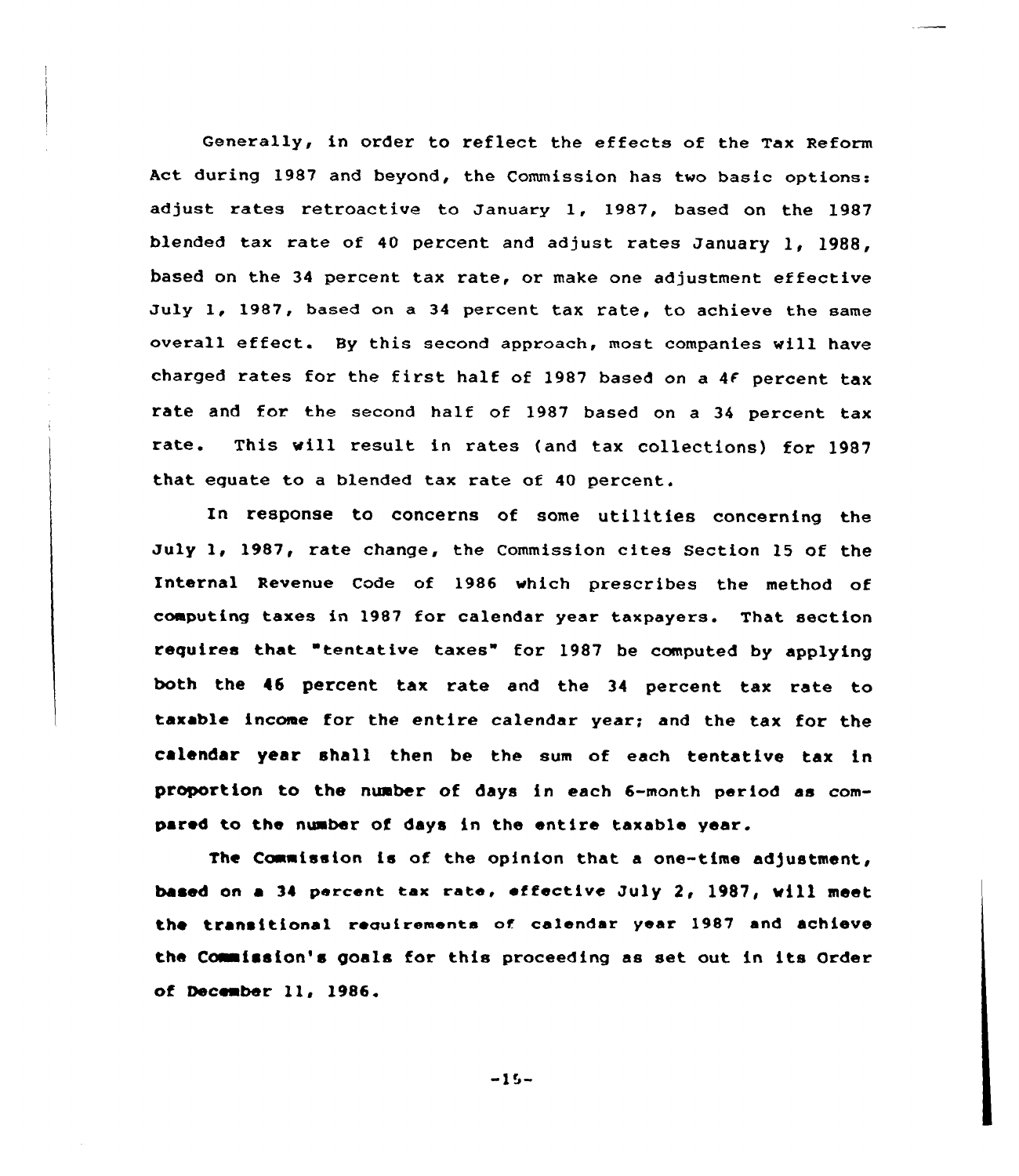Generally, in order to reflect the effects of the Tax Reform Act during 1987 and beyond, the Commission has two basic options: adjust rates retroactive to January 1, 1987, based on the 1987 blended tax rate of 40 percent and adjust rates January 1, 1988, based on the 34 percent tax rate, or make one adjustment effective July 1, 1987, based on a 34 percent tax rate, to achieve the same overall effect. By this second approach, most companies will have charged rates for the first half of 1987 based on a 46 percent tax rate and for the second half of 1987 based on a 34 percent tax rate. This will result in rates (and tax collections) for 1987 that equate to a blended tax rate of 40 percent.

In response to concerns of some utilities concerning the July 1, 1987, rate change, the Commission cites Section 15 of the Internal Revenue Code of 1986 which prescribes the method of computing taxes in 1987 for calendar year taxpayers. That section requires that "tentative taxes" for 1987 be computed by applying both the 46 percent tax rate and the 34 percent tax rate to taxable income for the entire calendar year; and the tax for the calendar year shall then be the sum of each tentative tax in proportion to the number of days in each 6-month period as compared to the number of days in the entire taxable year.

The Commission is of the opinion that a one-time adjustment, based on a 34 percent tax rate, effective July 2, 1987, will meet the transitional requirements of calendar year 1987 and achieve the Commission's goals for this proceeding as set out in its Order of December 11, 1986.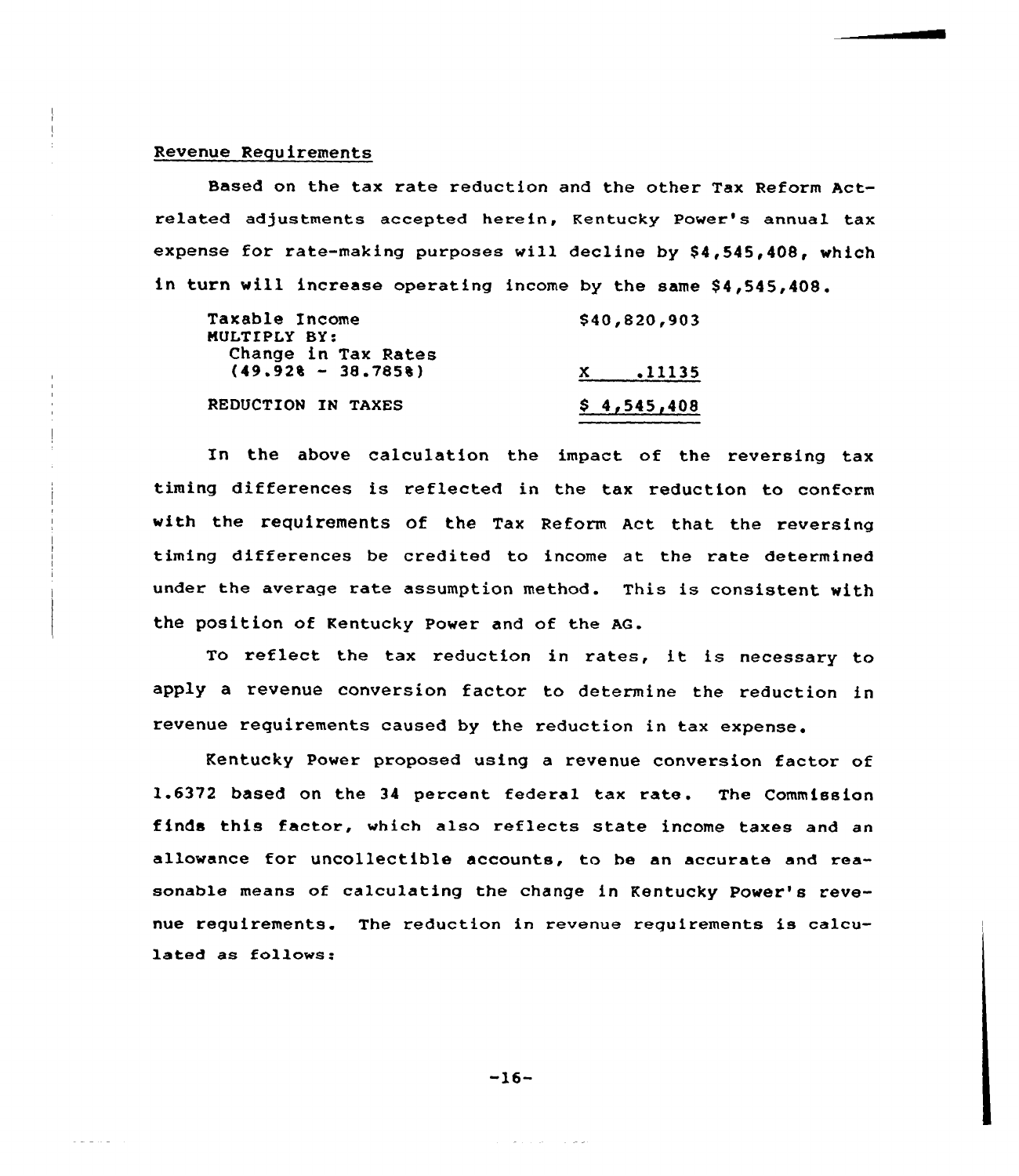Revenue Requirements

Based on the tax rate reduction and the other Tax Reform Act-related adjustments accepted herein, Kentucky Power's annual tax expense for rate-making purposes will decline by $4,545,408, which in turn will increase operating income by the same $4,545,408.

| | |
|---|---|
| Taxable Income | $40,820,903 |
| MULTIPLY BY: Change in Tax Rates (49.92% - 38.785%) | X .11135 |
| REDUCTION IN TAXES | $ 4,545,408 |

In the above calculation the impact of the reversing tax timing differences is reflected in the tax reduction to conform with the requirements of the Tax Reform Act that the reversing timing differences be credited to income at the rate determined under the average rate assumption method. This is consistent with the position of Kentucky Power and of the AG.

To reflect the tax reduction in rates, it is necessary to apply a revenue conversion factor to determine the reduction in revenue requirements caused by the reduction in tax expense.

Kentucky Power proposed using a revenue conversion factor of 1.6372 based on the 34 percent federal tax rate. The Commission finds this factor, which also reflects state income taxes and an allowance for uncollectible accounts, to be an accurate and reasonable means of calculating the change in Kentucky Power's revenue requirements. The reduction in revenue requirements is calculated as follows: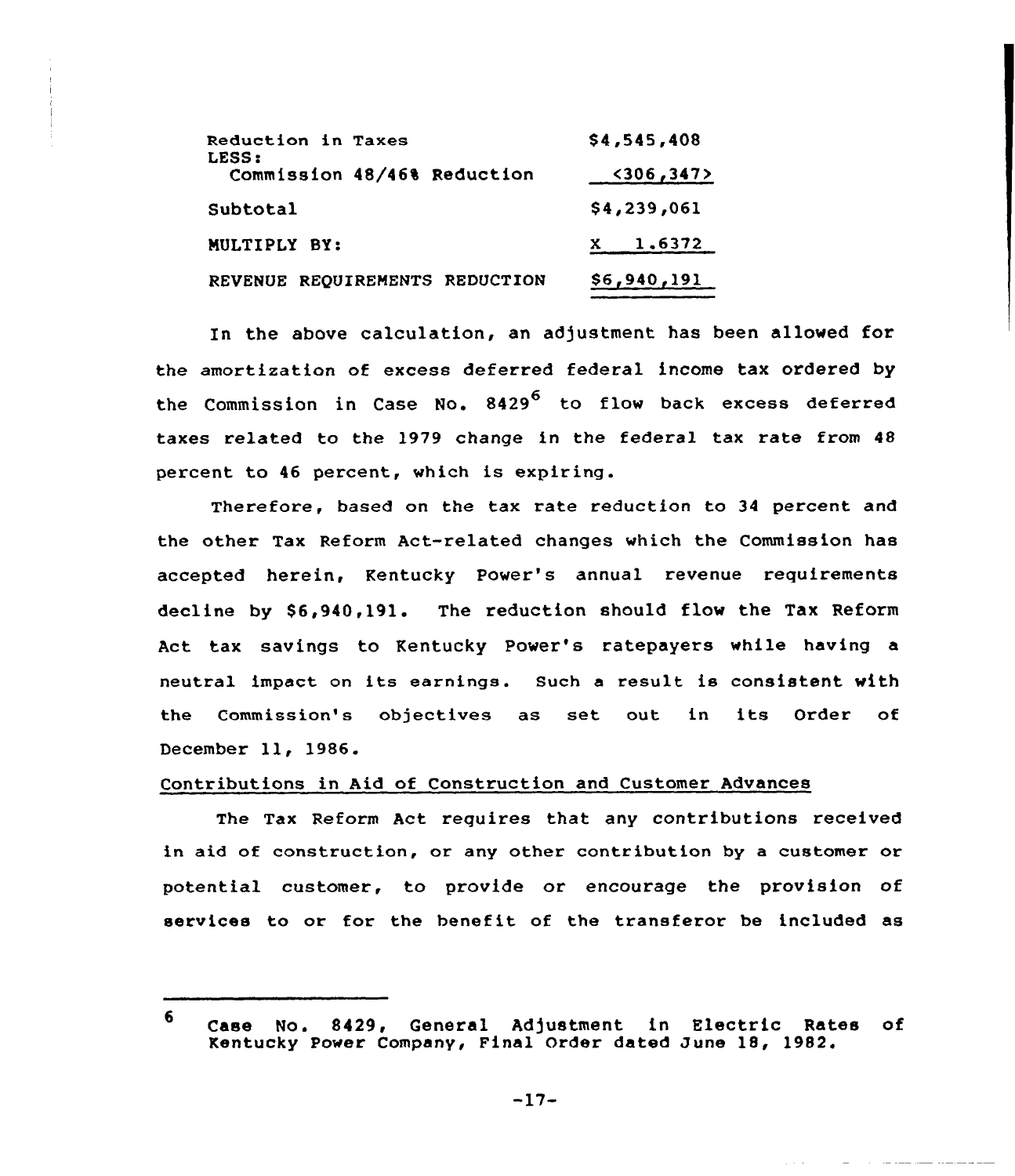| | |
|---|---|
| Reduction in Taxes | $4,545,408 |
| LESS: | |
| Commission 48/46% Reduction | <306,347> |
| Subtotal | $4,239,061 |
| MULTIPLY BY: | X 1.6372 |
| REVENUE REQUIREMENTS REDUCTION | $6,940,191 |

In the above calculation, an adjustment has been allowed for the amortization of excess deferred federal income tax ordered by the Commission in Case No. 8429[6] to flow back excess deferred taxes related to the 1979 change in the federal tax rate from 48 percent to 46 percent, which is expiring.

Therefore, based on the tax rate reduction to 34 percent and the other Tax Reform Act-related changes which the Commission has accepted herein, Kentucky Power's annual revenue requirements decline by $6,940,191. The reduction should flow the Tax Reform Act tax savings to Kentucky Power's ratepayers while having a neutral impact on its earnings. Such a result is consistent with the Commission's objectives as set out in its Order of December 11, 1986.

Contributions in Aid of Construction and Customer Advances

The Tax Reform Act requires that any contributions received in aid of construction, or any other contribution by a customer or potential customer, to provide or encourage the provision of services to or for the benefit of the transferor be included as

---

[6] Case No. 8429, General Adjustment in Electric Rates of Kentucky Power Company, Final Order dated June 18, 1982.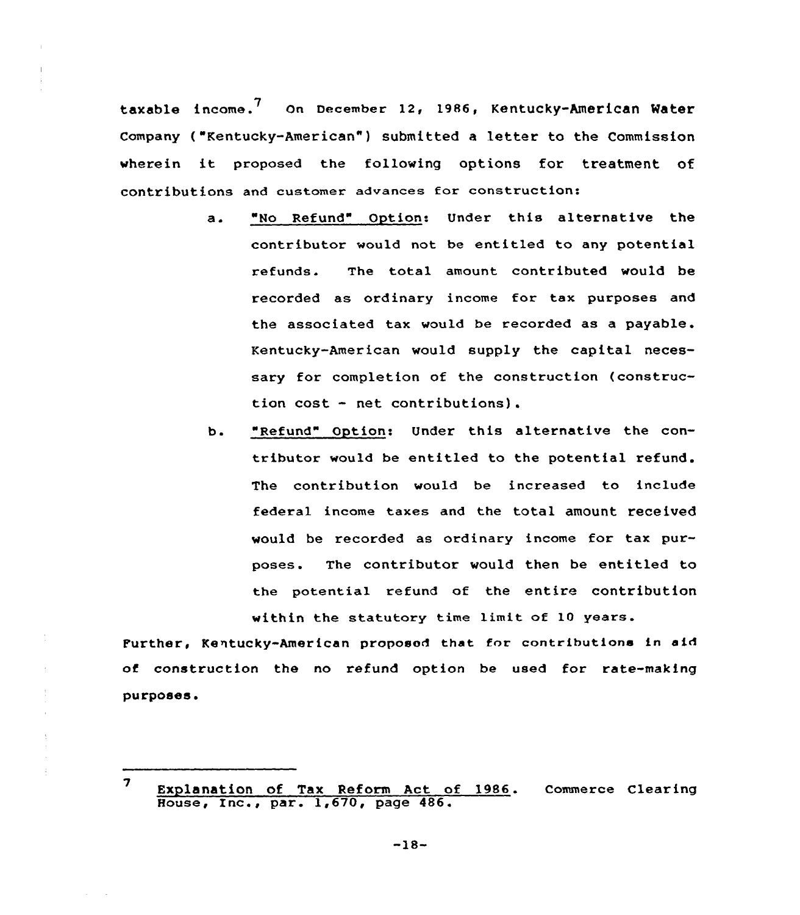taxable income.[7] On December 12, 1986, Kentucky-American Water Company ("Kentucky-American") submitted a letter to the Commission wherein it proposed the following options for treatment of contributions and customer advances for construction:

a. <u>"No Refund" Option</u>: Under this alternative the contributor would not be entitled to any potential refunds. The total amount contributed would be recorded as ordinary income for tax purposes and the associated tax would be recorded as a payable. Kentucky-American would supply the capital necessary for completion of the construction (construction cost - net contributions).

b. <u>"Refund" Option</u>: Under this alternative the contributor would be entitled to the potential refund. The contribution would be increased to include federal income taxes and the total amount received would be recorded as ordinary income for tax purposes. The contributor would then be entitled to the potential refund of the entire contribution within the statutory time limit of 10 years.

Further, Kentucky-American proposed that for contributions in aid of construction the no refund option be used for rate-making purposes.

---

[7] <u>Explanation of Tax Reform Act of 1986</u>. Commerce Clearing House, Inc., par. 1,670, page 486.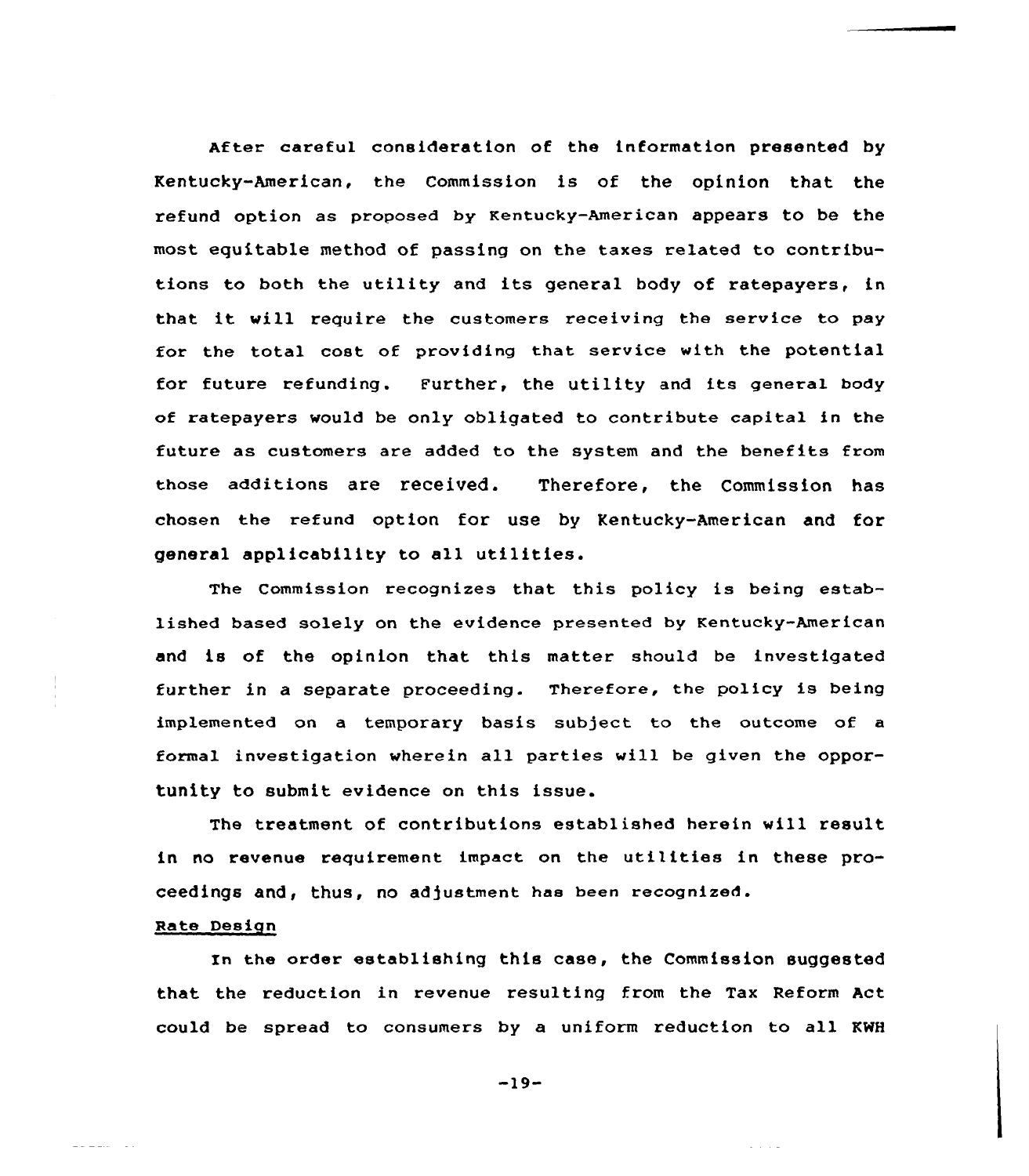After careful consideration of the information presented by Kentucky-American, the Commission is of the opinion that the refund option as proposed by Kentucky-American appears to be the most equitable method of passing on the taxes related to contributions to both the utility and its general body of ratepayers, in that it will require the customers receiving the service to pay for the total cost of providing that service with the potential for future refunding. Further, the utility and its general body of ratepayers would be only obligated to contribute capital in the future as customers are added to the system and the benefits from those additions are received. Therefore, the Commission has chosen the refund option for use by Kentucky-American and for general applicability to all utilities.

The Commission recognizes that this policy is being established based solely on the evidence presented by Kentucky-American and is of the opinion that this matter should be investigated further in a separate proceeding. Therefore, the policy is being implemented on a temporary basis subject to the outcome of a formal investigation wherein all parties will be given the opportunity to submit evidence on this issue.

The treatment of contributions established herein will result in no revenue requirement impact on the utilities in these proceedings and, thus, no adjustment has been recognized.

Rate Design

In the order establishing this case, the Commission suggested that the reduction in revenue resulting from the Tax Reform Act could be spread to consumers by a uniform reduction to all KWH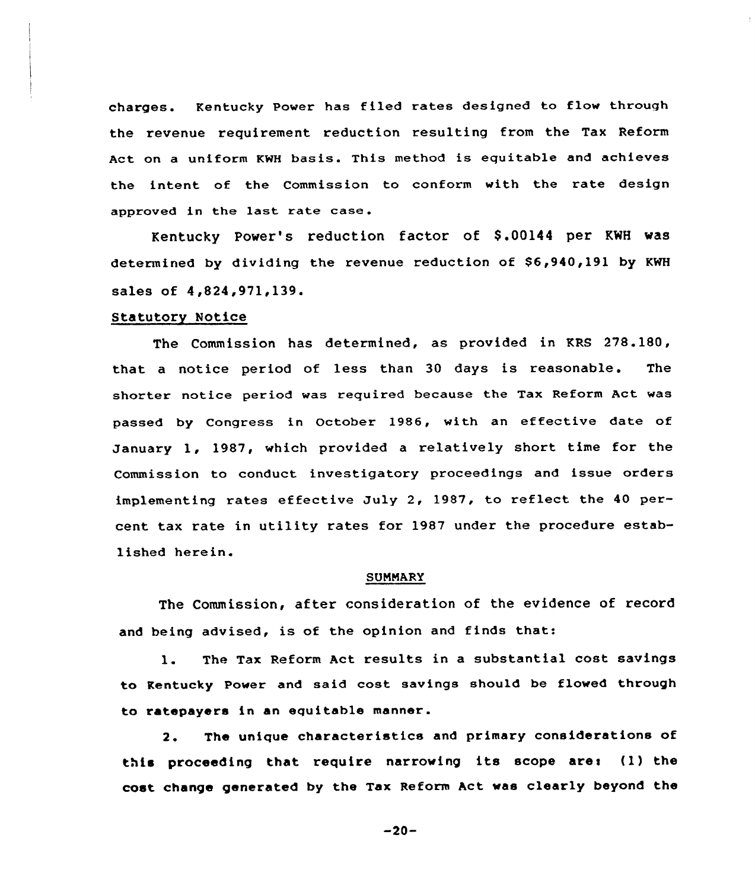charges. Kentucky Power has filed rates designed to flow through the revenue requirement reduction resulting from the Tax Reform Act on a uniform KWH basis. This method is equitable and achieves the intent of the Commission to conform with the rate design approved in the last rate case.

Kentucky Power's reduction factor of $.00144 per KWH was determined by dividing the revenue reduction of $6,940,191 by KWH sales of 4,824,971,139.

Statutory Notice

The Commission has determined, as provided in KRS 278.180, that a notice period of less than 30 days is reasonable. The shorter notice period was required because the Tax Reform Act was passed by Congress in October 1986, with an effective date of January 1, 1987, which provided a relatively short time for the Commission to conduct investigatory proceedings and issue orders implementing rates effective July 2, 1987, to reflect the 40 percent tax rate in utility rates for 1987 under the procedure established herein.

## SUMMARY

The Commission, after consideration of the evidence of record and being advised, is of the opinion and finds that:

1. The Tax Reform Act results in a substantial cost savings to Kentucky Power and said cost savings should be flowed through to ratepayers in an equitable manner.

2. The unique characteristics and primary considerations of this proceeding that require narrowing its scope are: (1) the cost change generated by the Tax Reform Act was clearly beyond the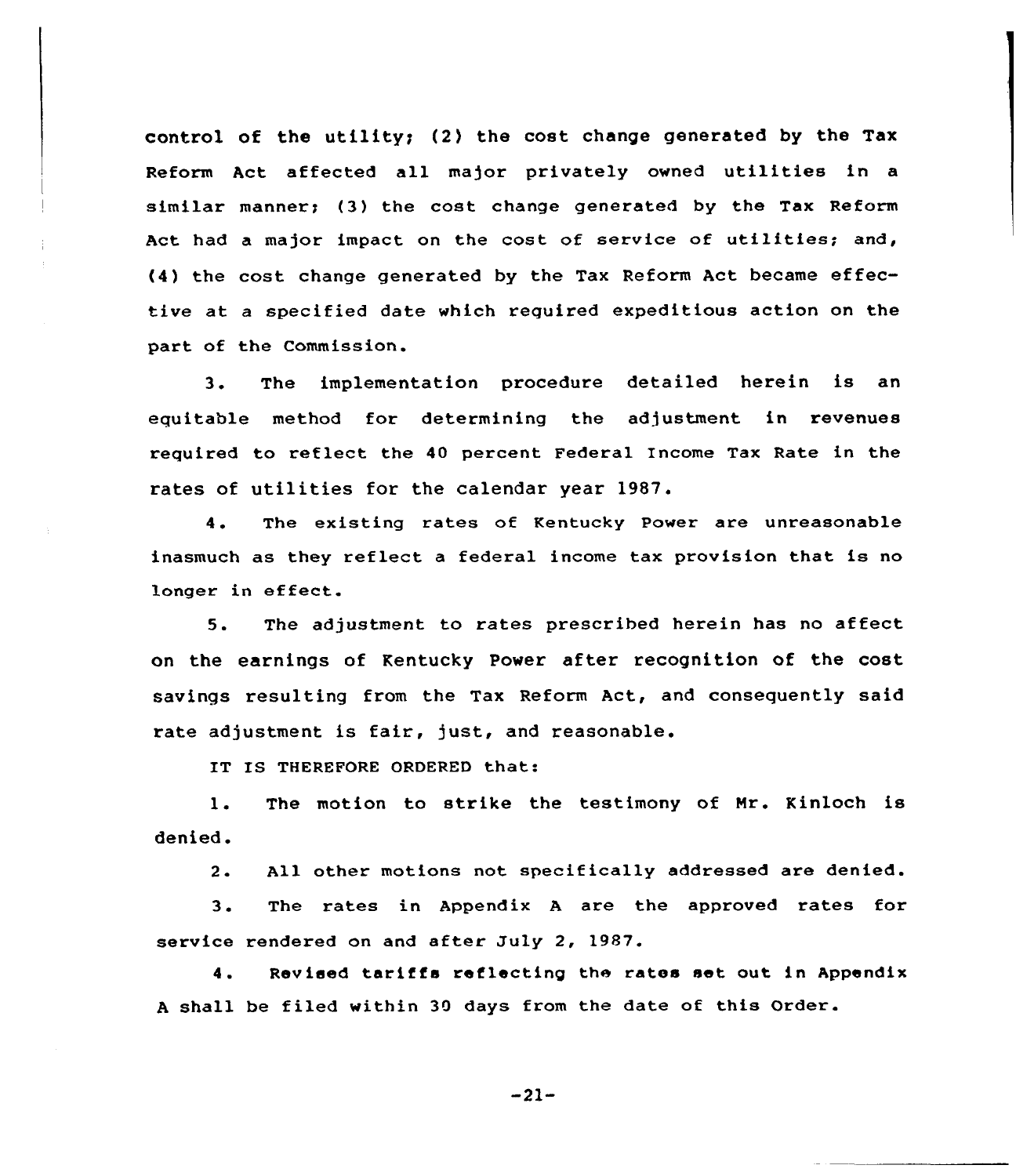control of the utility; (2) the cost change generated by the Tax Reform Act affected all major privately owned utilities in a similar manner; (3) the cost change generated by the Tax Reform Act had a major impact on the cost of service of utilities; and, (4) the cost change generated by the Tax Reform Act became effective at a specified date which required expeditious action on the part of the Commission.

3. The implementation procedure detailed herein is an equitable method for determining the adjustment in revenues required to reflect the 40 percent Federal Income Tax Rate in the rates of utilities for the calendar year 1987.

4. The existing rates of Kentucky Power are unreasonable inasmuch as they reflect a federal income tax provision that is no longer in effect.

5. The adjustment to rates prescribed herein has no affect on the earnings of Kentucky Power after recognition of the cost savings resulting from the Tax Reform Act, and consequently said rate adjustment is fair, just, and reasonable.

IT IS THEREFORE ORDERED that:

1. The motion to strike the testimony of Mr. Kinloch is denied.

2. All other motions not specifically addressed are denied.

3. The rates in Appendix A are the approved rates for service rendered on and after July 2, 1987.

4. Revised tariffs reflecting the rates set out in Appendix A shall be filed within 30 days from the date of this Order.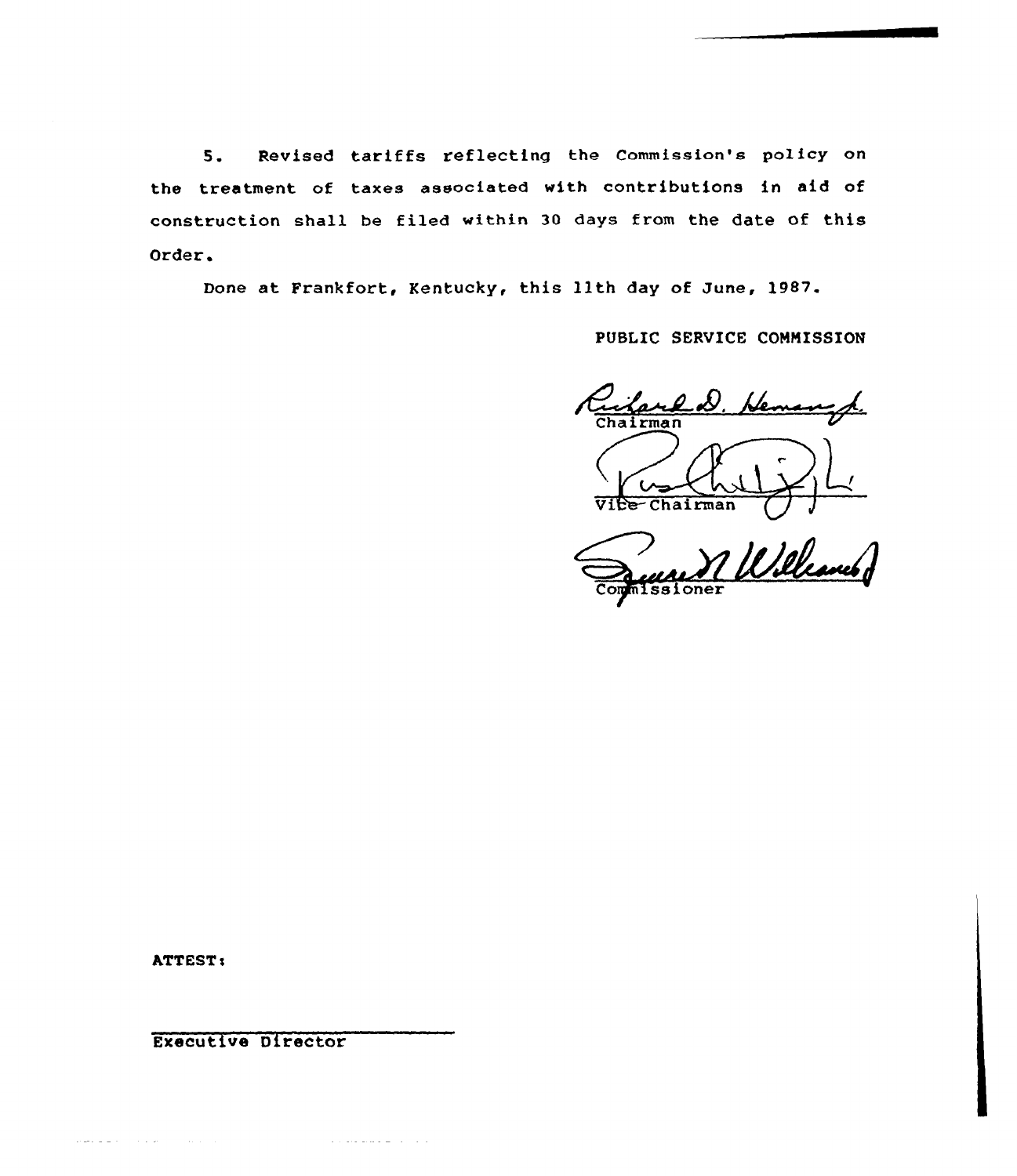5. Revised tariffs reflecting the Commission's policy on the treatment of taxes associated with contributions in aid of construction shall be filed within 30 days from the date of this Order.

Done at Frankfort, Kentucky, this 11th day of June, 1987.

PUBLIC SERVICE COMMISSION

Chairman

Vice Chairman

Commissioner

ATTEST:

Executive Director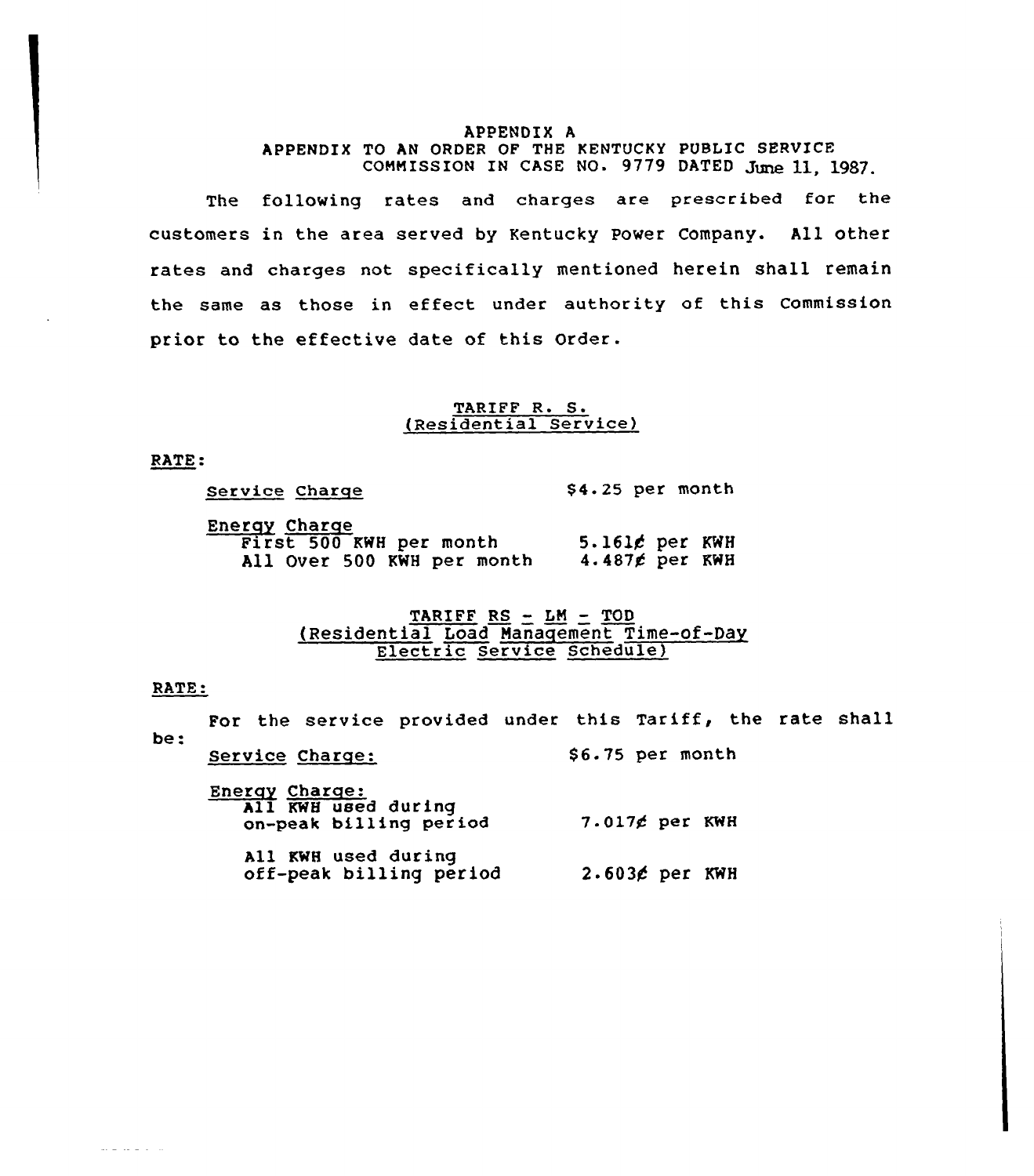APPENDIX A

APPENDIX TO AN ORDER OF THE KENTUCKY PUBLIC SERVICE COMMISSION IN CASE NO. 9779 DATED June 11, 1987.

The following rates and charges are prescribed for the customers in the area served by Kentucky Power Company. All other rates and charges not specifically mentioned herein shall remain the same as those in effect under authority of this Commission prior to the effective date of this Order.

TARIFF R. S.
(Residential Service)

RATE:

| | |
|---|---|
| Service Charge | $4.25 per month |
| Energy Charge | |
| First 500 KWH per month | 5.161¢ per KWH |
| All Over 500 KWH per month | 4.487¢ per KWH |

TARIFF RS - LM - TOD
(Residential Load Management Time-of-Day Electric Service Schedule)

RATE:

For the service provided under this Tariff, the rate shall be:

| | |
|---|---|
| Service Charge: | $6.75 per month |
| Energy Charge: | |
| All KWH used during on-peak billing period | 7.017¢ per KWH |
| All KWH used during off-peak billing period | 2.603¢ per KWH |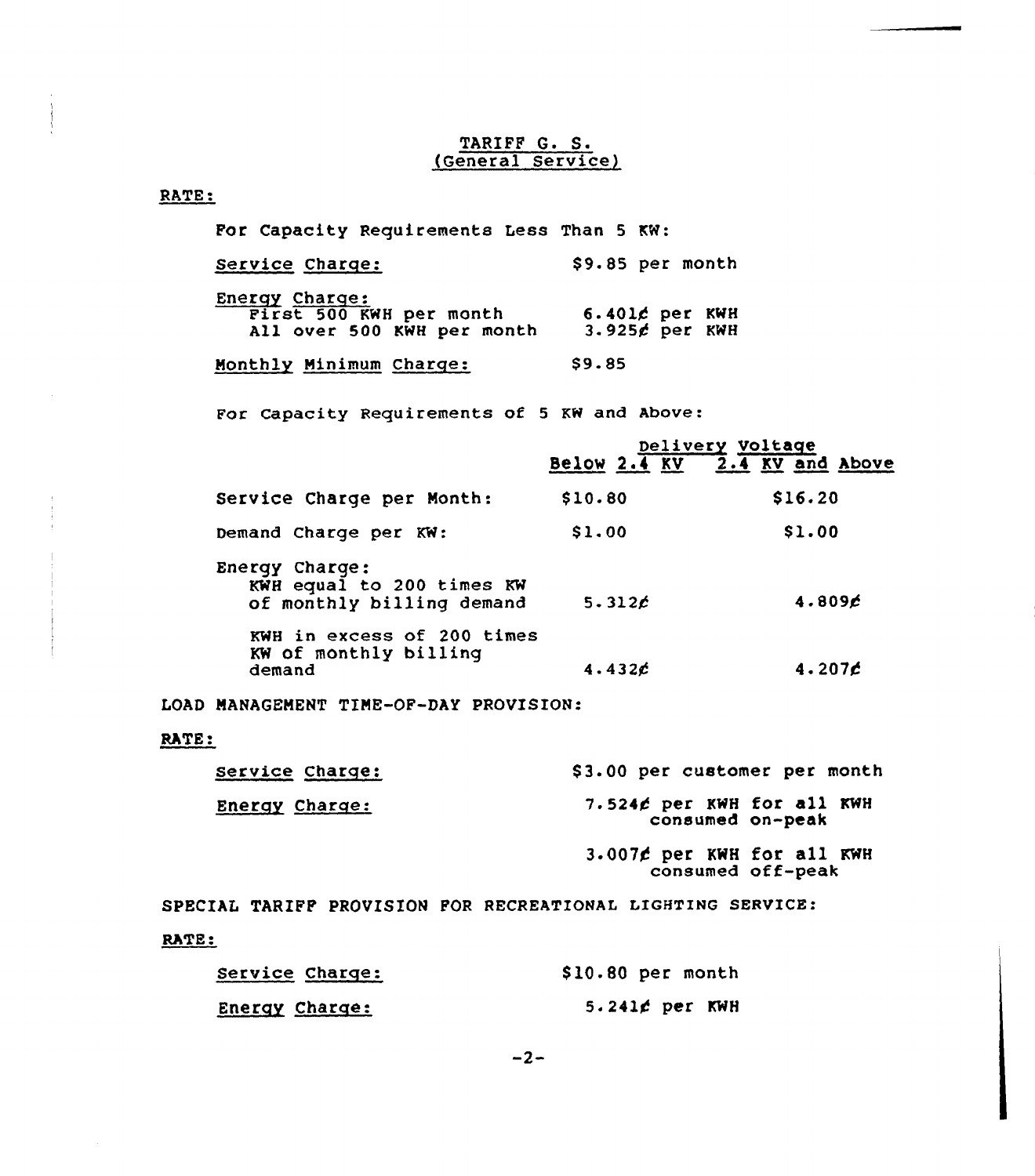# TARIFF G. S.
## (General Service)

RATE:

For Capacity Requirements Less Than 5 KW:

| | |
|---|---|
| Service Charge: | $9.85 per month |
| Energy Charge: | |
| First 500 KWH per month | 6.401¢ per KWH |
| All over 500 KWH per month | 3.925¢ per KWH |
| Monthly Minimum Charge: | $9.85 |

For Capacity Requirements of 5 KW and Above:

| | Delivery Voltage | |
|---|---|---|
| | Below 2.4 KV | 2.4 KV and Above |
| Service Charge per Month: | $10.80 | $16.20 |
| Demand Charge per KW: | $1.00 | $1.00 |
| Energy Charge: | | |
| KWH equal to 200 times KW of monthly billing demand | 5.312¢ | 4.809¢ |
| KWH in excess of 200 times KW of monthly billing demand | 4.432¢ | 4.207¢ |

LOAD MANAGEMENT TIME-OF-DAY PROVISION:

RATE:

| | |
|---|---|
| Service Charge: | $3.00 per customer per month |
| Energy Charge: | 7.524¢ per KWH for all KWH consumed on-peak |
| | 3.007¢ per KWH for all KWH consumed off-peak |

SPECIAL TARIFF PROVISION FOR RECREATIONAL LIGHTING SERVICE:

RATE:

| | |
|---|---|
| Service Charge: | $10.80 per month |
| Energy Charge: | 5.241¢ per KWH |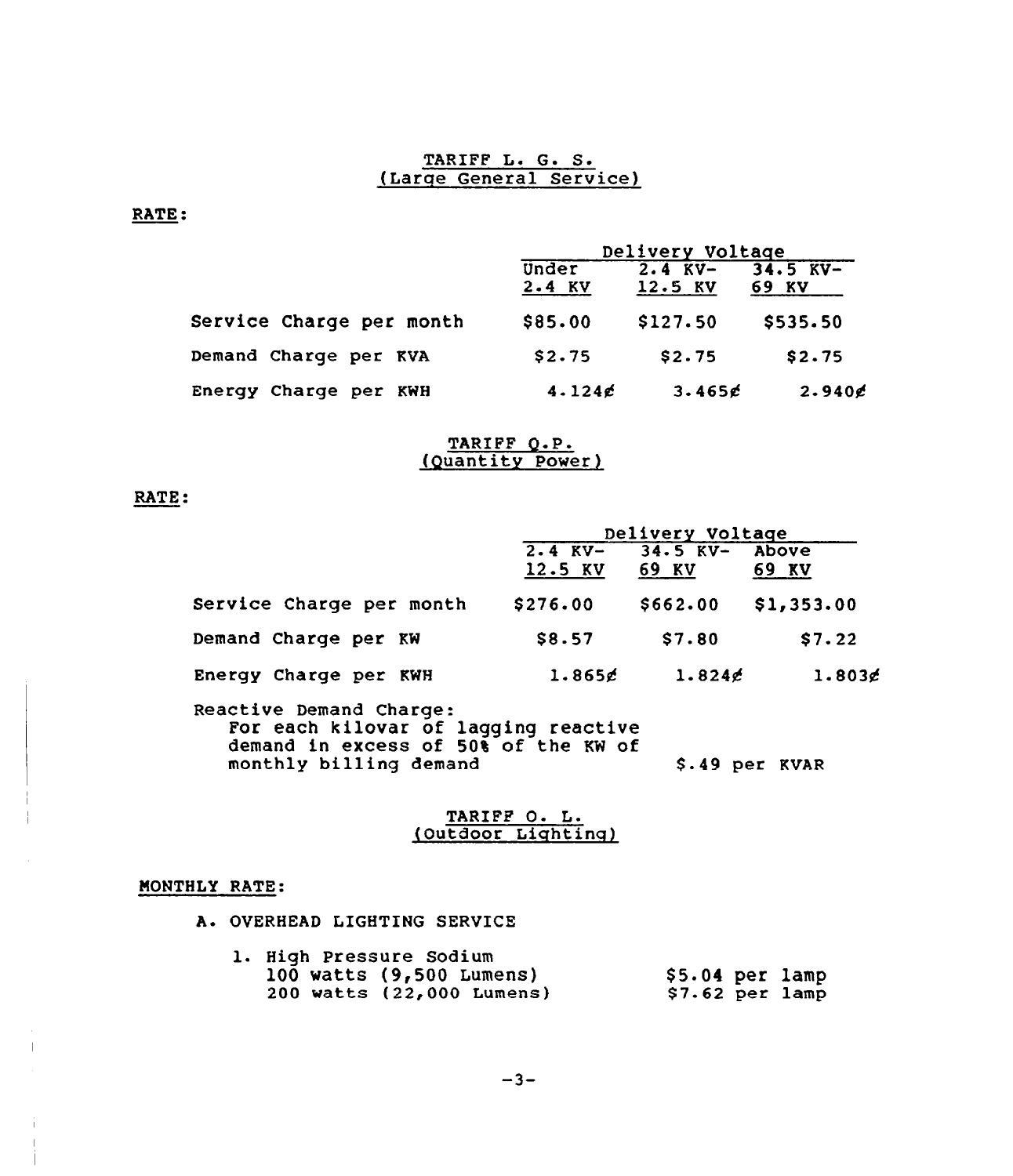## TARIFF L. G. S.
## (Large General Service)

**RATE:**

| | Delivery Voltage | | |
|---|---|---|---|
| | Under 2.4 KV | 2.4 KV- 12.5 KV | 34.5 KV- 69 KV |
| Service Charge per month | $85.00 | $127.50 | $535.50 |
| Demand Charge per KVA | $2.75 | $2.75 | $2.75 |
| Energy Charge per KWH | 4.124¢ | 3.465¢ | 2.940¢ |

## TARIFF Q.P.
## (Quantity Power)

**RATE:**

| | Delivery Voltage | | |
|---|---|---|---|
| | 2.4 KV- 12.5 KV | 34.5 KV- 69 KV | Above 69 KV |
| Service Charge per month | $276.00 | $662.00 | $1,353.00 |
| Demand Charge per KW | $8.57 | $7.80 | $7.22 |
| Energy Charge per KWH | 1.865¢ | 1.824¢ | 1.803¢ |

Reactive Demand Charge:
For each kilovar of lagging reactive demand in excess of 50% of the KW of monthly billing demand — $.49 per KVAR

## TARIFF O. L.
## (Outdoor Lighting)

**MONTHLY RATE:**

A. OVERHEAD LIGHTING SERVICE

1. High Pressure Sodium

| | |
|---|---|
| 100 watts (9,500 Lumens) | $5.04 per lamp |
| 200 watts (22,000 Lumens) | $7.62 per lamp |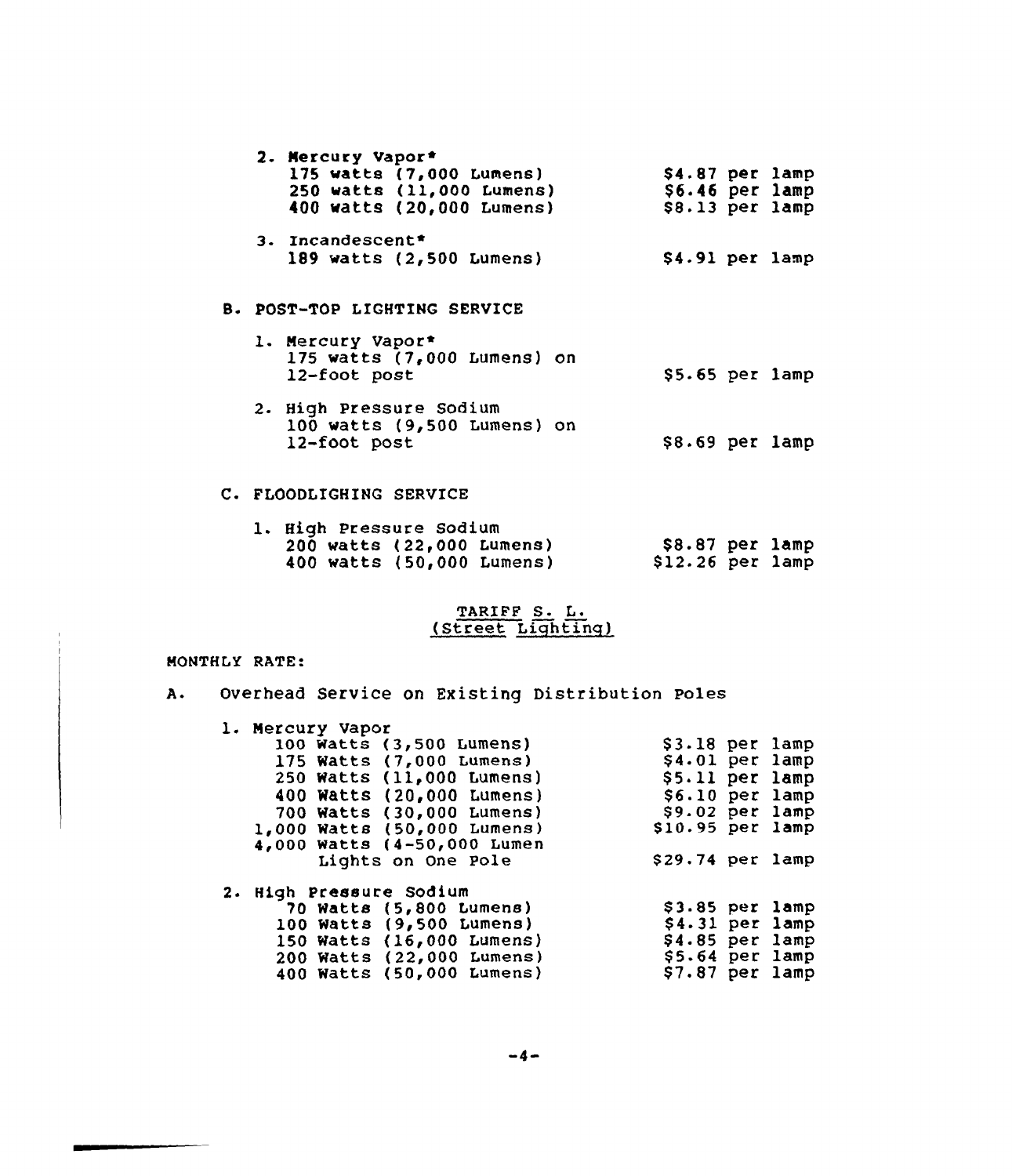2. Mercury Vapor*

| | |
|---|---|
| 175 watts (7,000 Lumens) | $4.87 per lamp |
| 250 watts (11,000 Lumens) | $6.46 per lamp |
| 400 watts (20,000 Lumens) | $8.13 per lamp |

3. Incandescent*

| | |
|---|---|
| 189 watts (2,500 Lumens) | $4.91 per lamp |

B. POST-TOP LIGHTING SERVICE

1. Mercury Vapor*

| | |
|---|---|
| 175 watts (7,000 Lumens) on 12-foot post | $5.65 per lamp |

2. High Pressure Sodium

| | |
|---|---|
| 100 watts (9,500 Lumens) on 12-foot post | $8.69 per lamp |

C. FLOODLIGHING SERVICE

1. High Pressure Sodium

| | |
|---|---|
| 200 watts (22,000 Lumens) | $8.87 per lamp |
| 400 watts (50,000 Lumens) | $12.26 per lamp |

## TARIFF S. L.
## (Street Lighting)

MONTHLY RATE:

A. Overhead Service on Existing Distribution Poles

1. Mercury Vapor

| | |
|---|---|
| 100 Watts (3,500 Lumens) | $3.18 per lamp |
| 175 Watts (7,000 Lumens) | $4.01 per lamp |
| 250 Watts (11,000 Lumens) | $5.11 per lamp |
| 400 Watts (20,000 Lumens) | $6.10 per lamp |
| 700 Watts (30,000 Lumens) | $9.02 per lamp |
| 1,000 Watts (50,000 Lumens) | $10.95 per lamp |
| 4,000 Watts (4-50,000 Lumen Lights on One Pole | $29.74 per lamp |

2. High Pressure Sodium

| | |
|---|---|
| 70 Watts (5,800 Lumens) | $3.85 per lamp |
| 100 Watts (9,500 Lumens) | $4.31 per lamp |
| 150 Watts (16,000 Lumens) | $4.85 per lamp |
| 200 Watts (22,000 Lumens) | $5.64 per lamp |
| 400 Watts (50,000 Lumens) | $7.87 per lamp |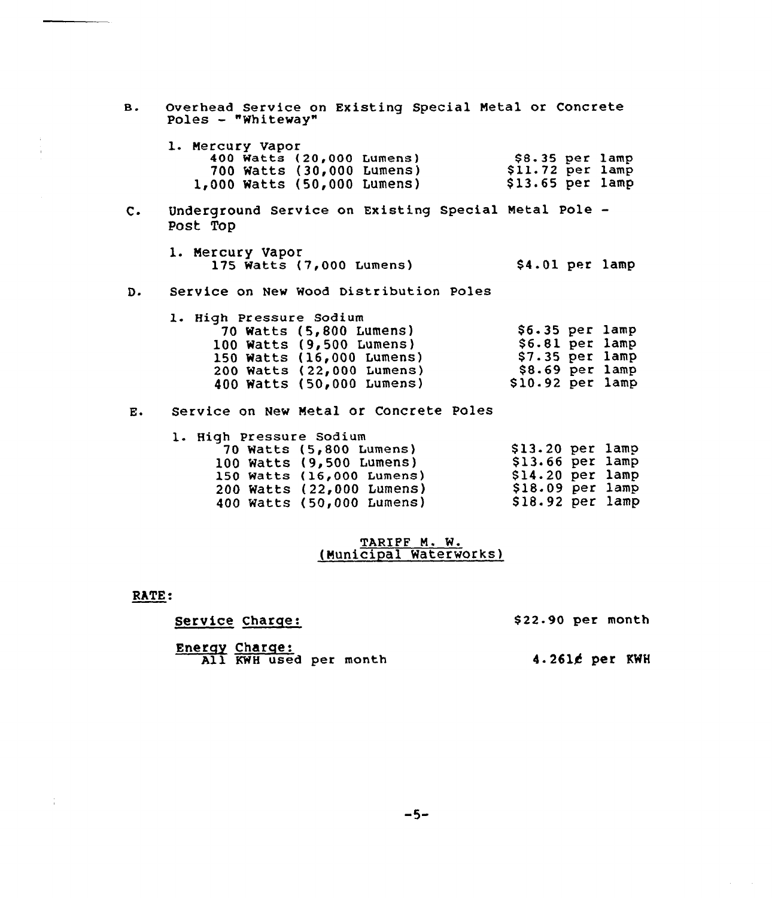B. Overhead Service on Existing Special Metal or Concrete Poles - "Whiteway"

1. Mercury Vapor

| | |
|---|---|
| 400 Watts (20,000 Lumens) | $8.35 per lamp |
| 700 Watts (30,000 Lumens) | $11.72 per lamp |
| 1,000 Watts (50,000 Lumens) | $13.65 per lamp |

C. Underground Service on Existing Special Metal Pole - Post Top

1. Mercury Vapor

| | |
|---|---|
| 175 Watts (7,000 Lumens) | $4.01 per lamp |

D. Service on New Wood Distribution Poles

1. High Pressure Sodium

| | |
|---|---|
| 70 Watts (5,800 Lumens) | $6.35 per lamp |
| 100 Watts (9,500 Lumens) | $6.81 per lamp |
| 150 Watts (16,000 Lumens) | $7.35 per lamp |
| 200 Watts (22,000 Lumens) | $8.69 per lamp |
| 400 Watts (50,000 Lumens) | $10.92 per lamp |

E. Service on New Metal or Concrete Poles

1. High Pressure Sodium

| | |
|---|---|
| 70 Watts (5,800 Lumens) | $13.20 per lamp |
| 100 Watts (9,500 Lumens) | $13.66 per lamp |
| 150 Watts (16,000 Lumens) | $14.20 per lamp |
| 200 Watts (22,000 Lumens) | $18.09 per lamp |
| 400 Watts (50,000 Lumens) | $18.92 per lamp |

## TARIFF M. W. (Municipal Waterworks)

**RATE:**

| | |
|---|---|
| Service Charge: | $22.90 per month |
| Energy Charge: All KWH used per month | 4.261¢ per KWH |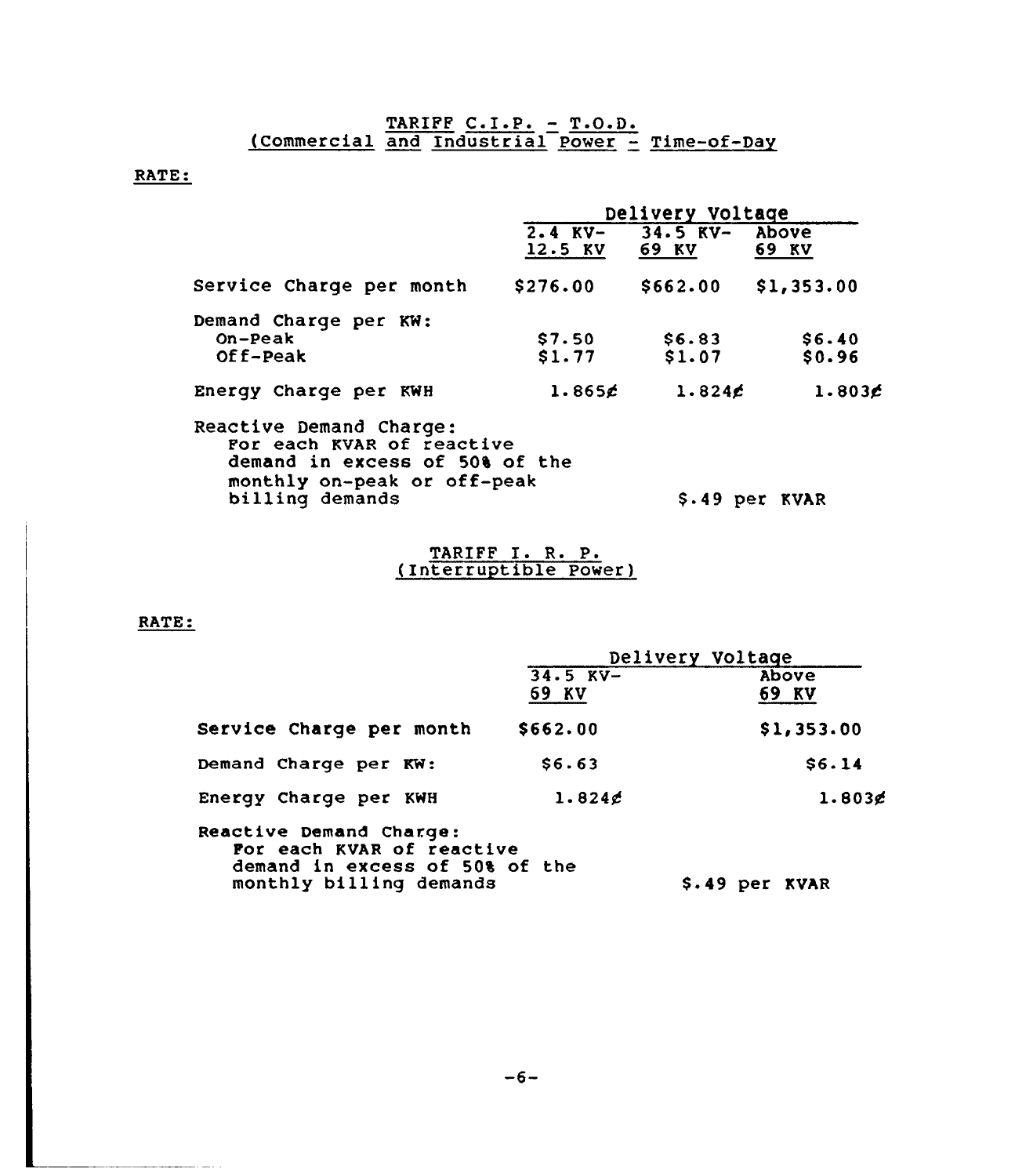## TARIFF C.I.P. - T.O.D.
## (Commercial and Industrial Power - Time-of-Day)

**RATE:**

| | Delivery Voltage | | |
|---|---|---|---|
| | 2.4 KV- 12.5 KV | 34.5 KV- 69 KV | Above 69 KV |
| Service Charge per month | $276.00 | $662.00 | $1,353.00 |
| Demand Charge per KW: | | | |
| On-Peak | $7.50 | $6.83 | $6.40 |
| Off-Peak | $1.77 | $1.07 | $0.96 |
| Energy Charge per KWH | 1.865¢ | 1.824¢ | 1.803¢ |
| Reactive Demand Charge: For each KVAR of reactive demand in excess of 50% of the monthly on-peak or off-peak billing demands | | $.49 per KVAR | |

## TARIFF I. R. P.
## (Interruptible Power)

**RATE:**

| | Delivery Voltage | |
|---|---|---|
| | 34.5 KV- 69 KV | Above 69 KV |
| Service Charge per month | $662.00 | $1,353.00 |
| Demand Charge per KW: | $6.63 | $6.14 |
| Energy Charge per KWH | 1.824¢ | 1.803¢ |
| Reactive Demand Charge: For each KVAR of reactive demand in excess of 50% of the monthly billing demands | $.49 per KVAR | |